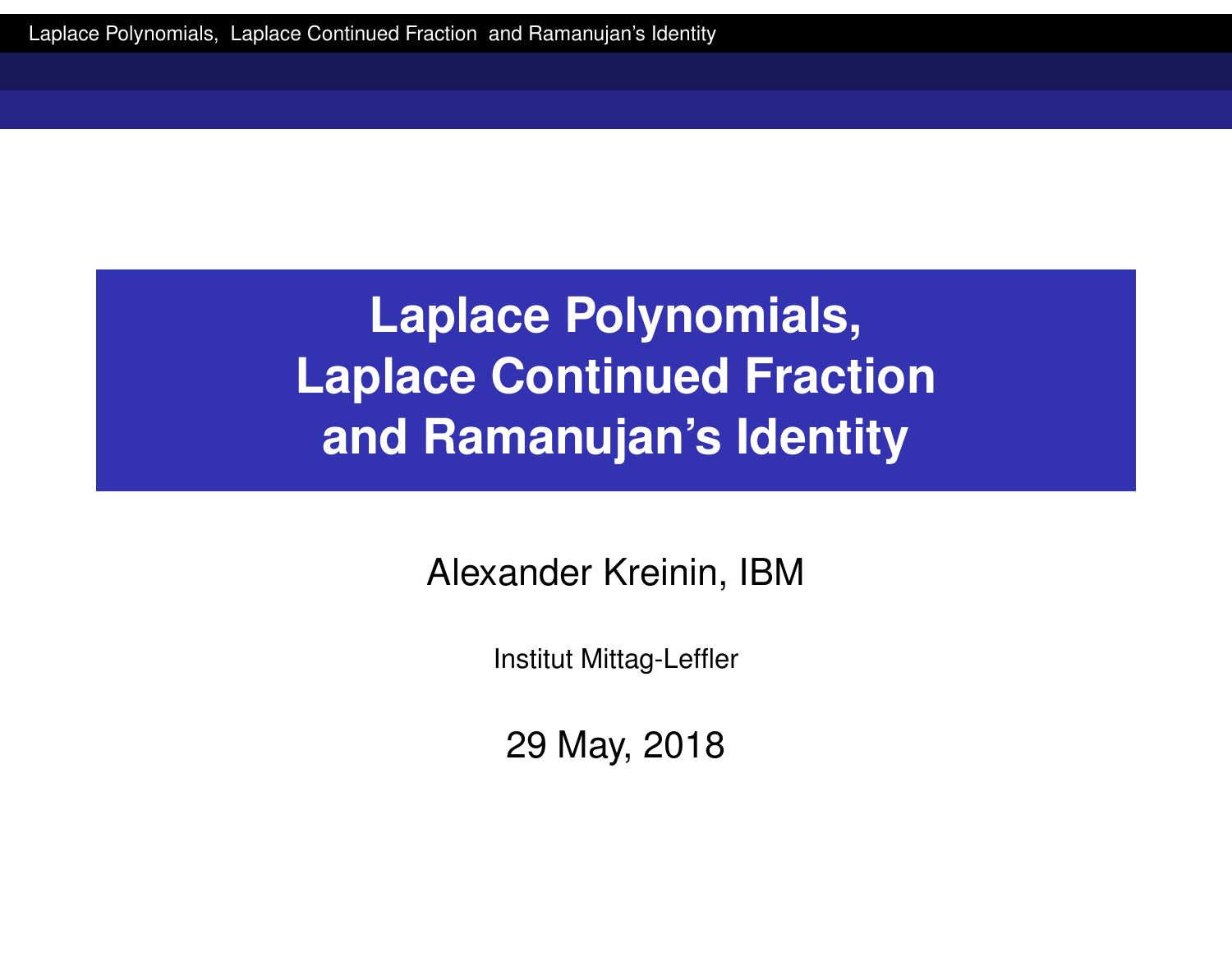# Laplace Polynomials, Laplace Continued Fraction and Ramanujan's Identity

Alexander Kreinin, IBM

Institut Mittag-Leffler

29 May, 2018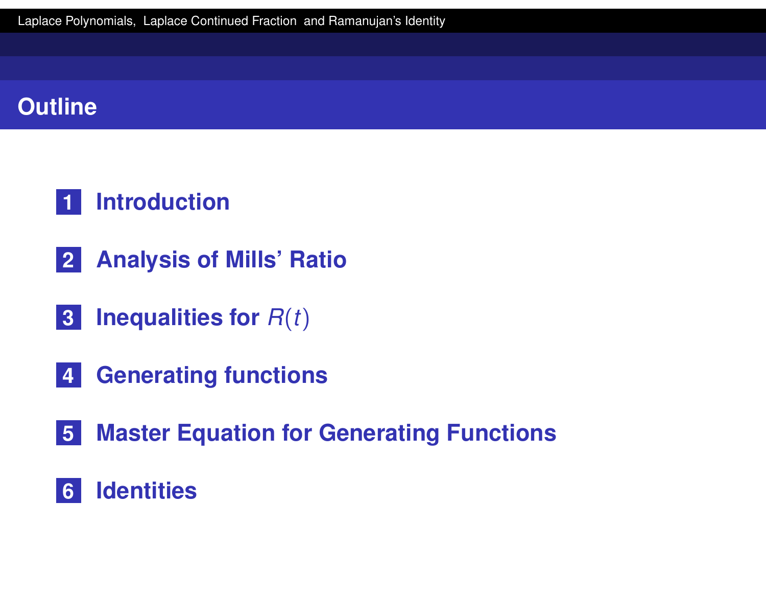# Outline

1. Introduction
2. Analysis of Mills' Ratio
3. Inequalities for $R(t)$
4. Generating functions
5. Master Equation for Generating Functions
6. Identities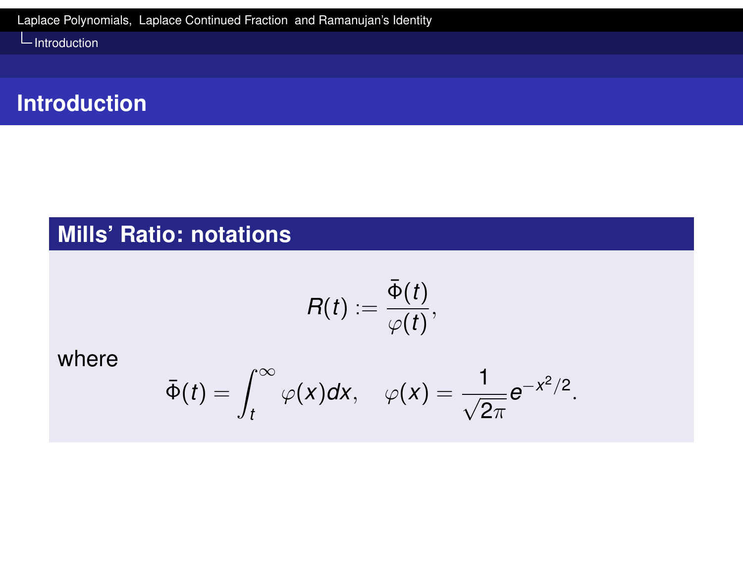## Introduction

### Mills' Ratio: notations

$$R(t) := \frac{\bar{\Phi}(t)}{\varphi(t)},$$

where

$$\bar{\Phi}(t) = \int_t^{\infty} \varphi(x)dx, \quad \varphi(x) = \frac{1}{\sqrt{2\pi}} e^{-x^2/2}.$$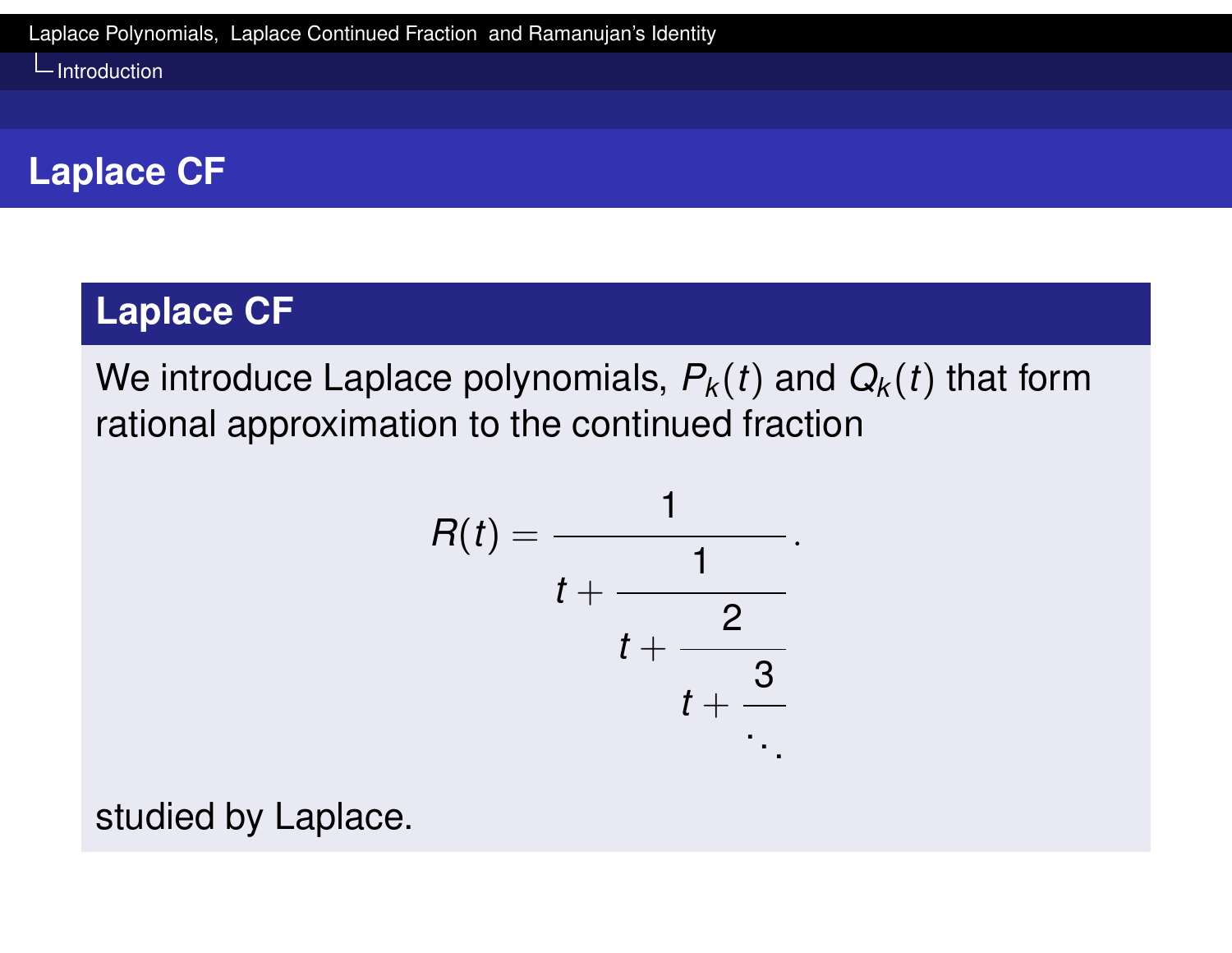## Laplace CF

### Laplace CF

We introduce Laplace polynomials, $P_k(t)$ and $Q_k(t)$ that form rational approximation to the continued fraction

$$R(t) = \cfrac{1}{t + \cfrac{1}{t + \cfrac{2}{t + \cfrac{3}{\ddots}}}}.$$

studied by Laplace.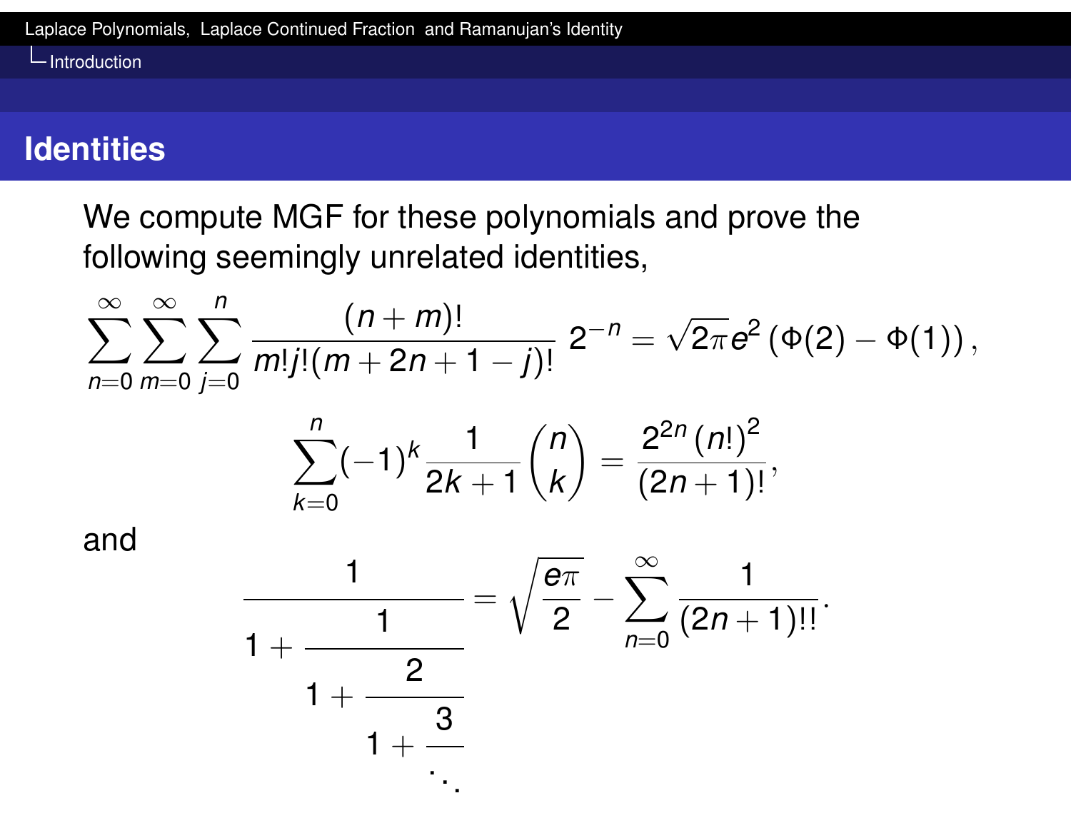## Identities

We compute MGF for these polynomials and prove the following seemingly unrelated identities,

$$\sum_{n=0}^{\infty}\sum_{m=0}^{\infty}\sum_{j=0}^{n}\frac{(n+m)!}{m!j!(m+2n+1-j)!}\,2^{-n}=\sqrt{2\pi}e^{2}\left(\Phi(2)-\Phi(1)\right),$$

$$\sum_{k=0}^{n}(-1)^{k}\frac{1}{2k+1}\binom{n}{k}=\frac{2^{2n}\,(n!)^{2}}{(2n+1)!},$$

and

$$\cfrac{1}{1+\cfrac{1}{1+\cfrac{2}{1+\cfrac{3}{\ddots}}}}=\sqrt{\frac{e\pi}{2}}-\sum_{n=0}^{\infty}\frac{1}{(2n+1)!!}.$$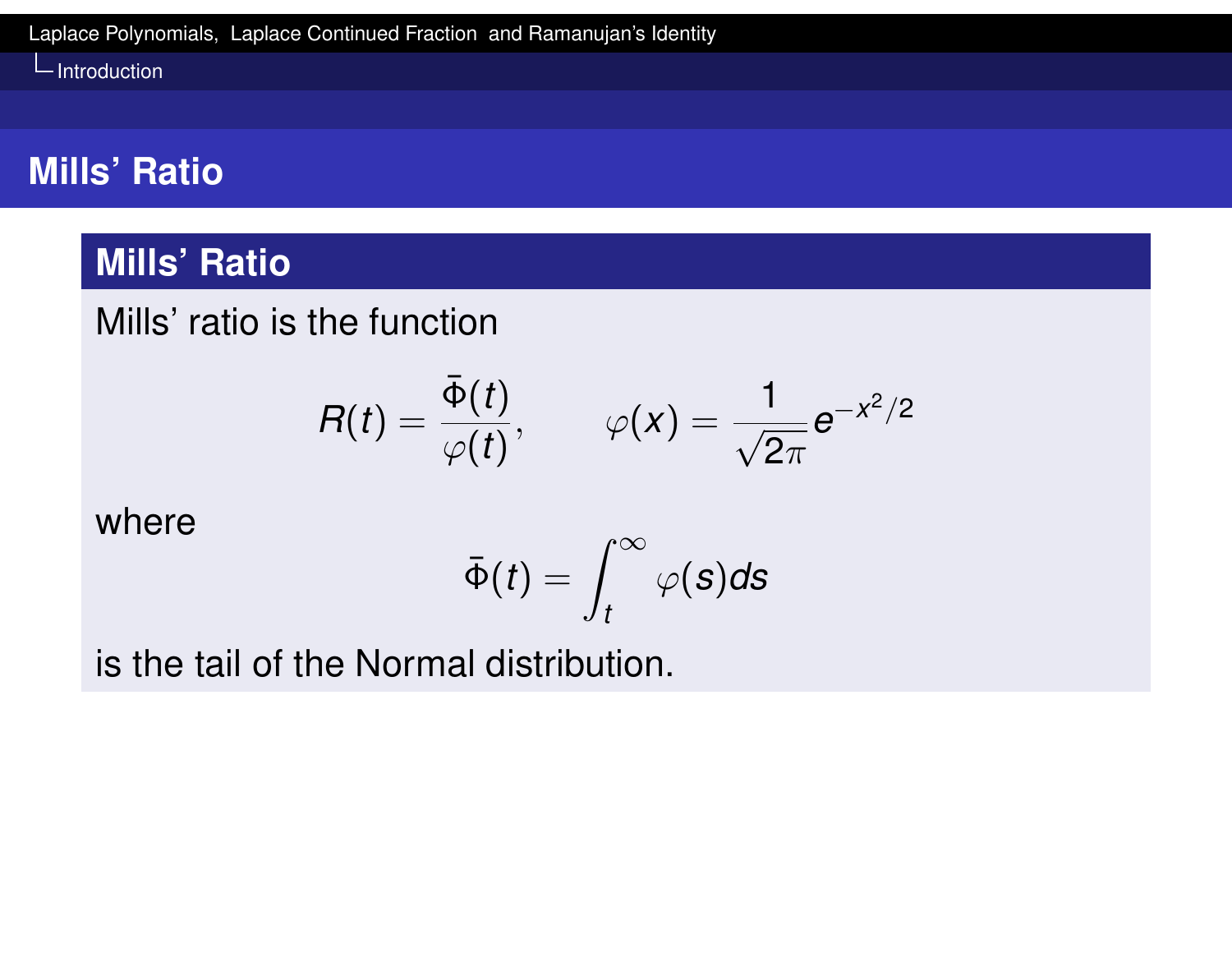# Mills' Ratio

## Mills' Ratio

Mills' ratio is the function

$$R(t) = \frac{\bar{\Phi}(t)}{\varphi(t)}, \qquad \varphi(x) = \frac{1}{\sqrt{2\pi}} e^{-x^2/2}$$

where

$$\bar{\Phi}(t) = \int_t^{\infty} \varphi(s) ds$$

is the tail of the Normal distribution.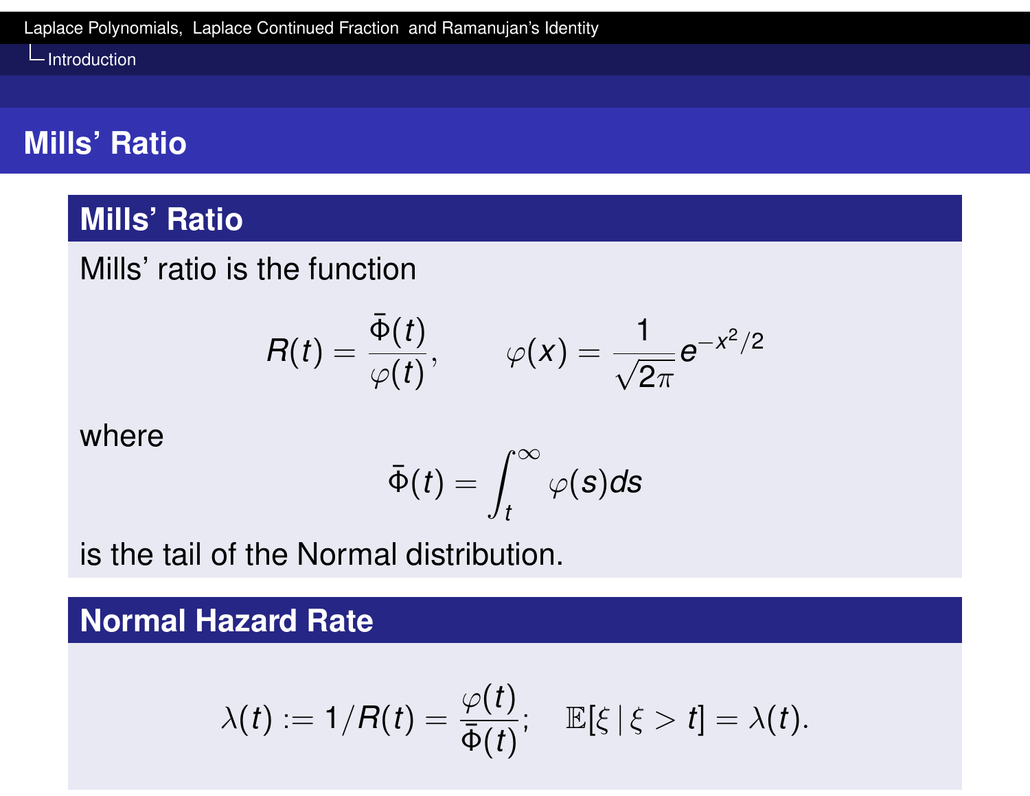# Mills' Ratio

## Mills' Ratio

Mills' ratio is the function

$$R(t) = \frac{\bar{\Phi}(t)}{\varphi(t)}, \qquad \varphi(x) = \frac{1}{\sqrt{2\pi}} e^{-x^2/2}$$

where

$$\bar{\Phi}(t) = \int_t^\infty \varphi(s) ds$$

is the tail of the Normal distribution.

## Normal Hazard Rate

$$\lambda(t) := 1/R(t) = \frac{\varphi(t)}{\bar{\Phi}(t)}; \quad \mathbb{E}[\xi \,|\, \xi > t] = \lambda(t).$$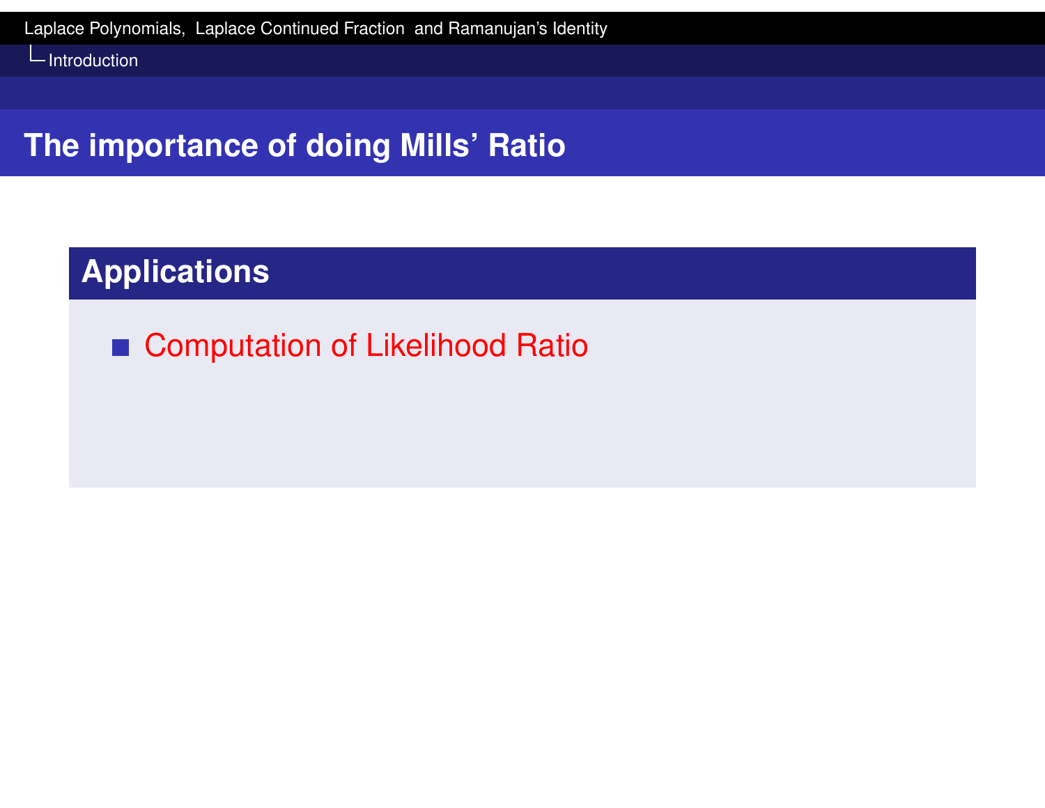## The importance of doing Mills' Ratio

### Applications

- Computation of Likelihood Ratio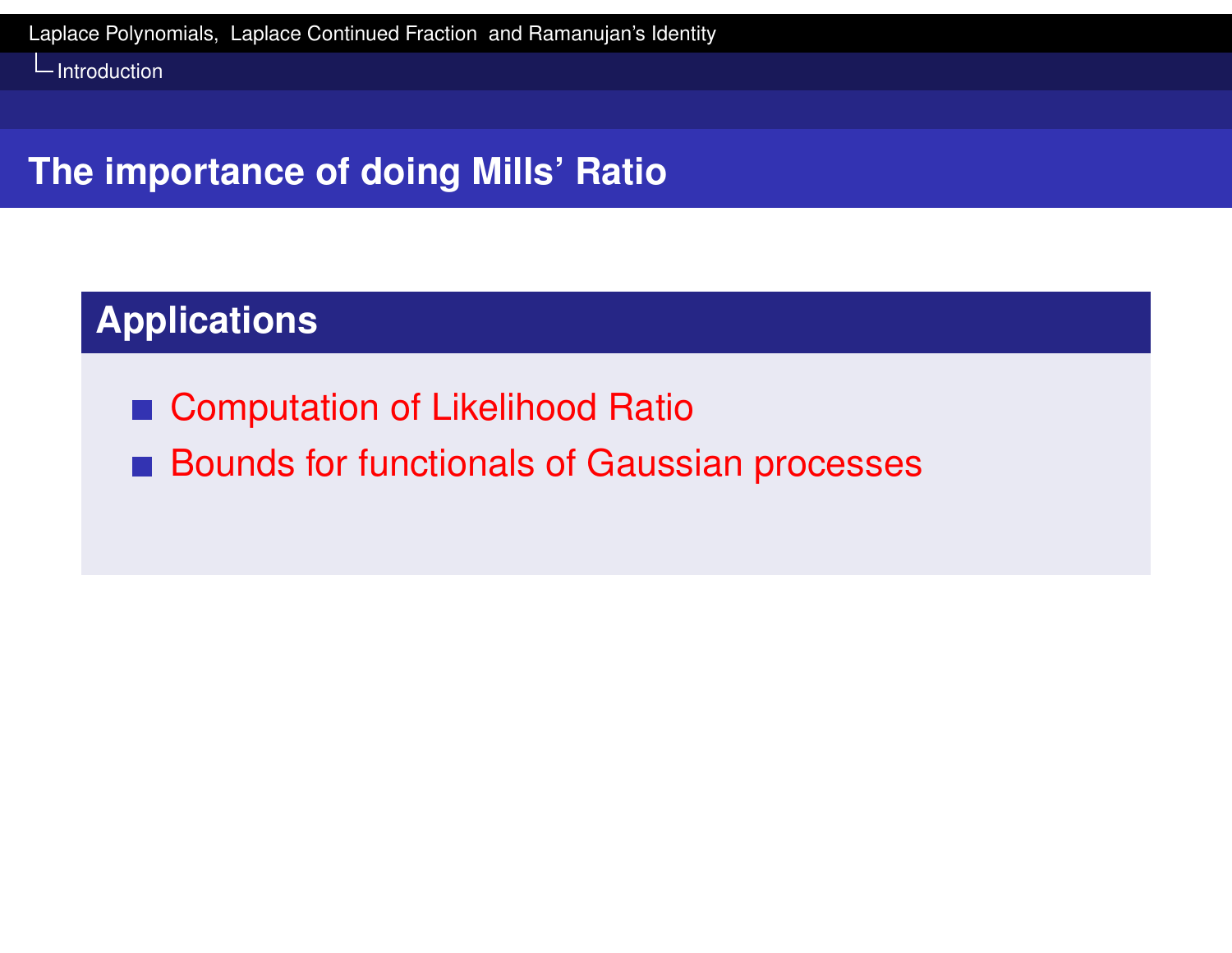## The importance of doing Mills' Ratio

### Applications

- Computation of Likelihood Ratio
- Bounds for functionals of Gaussian processes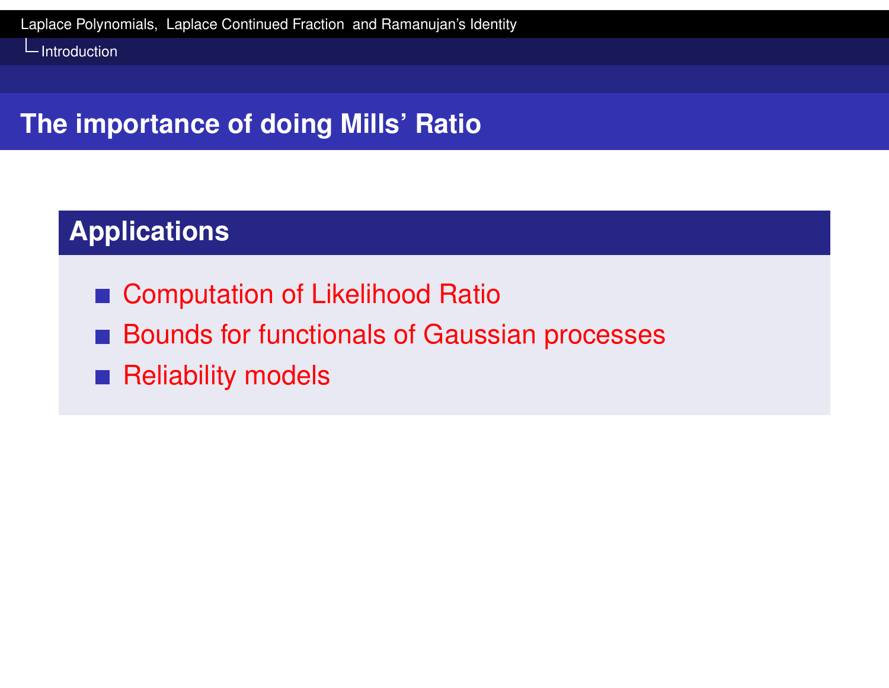## The importance of doing Mills' Ratio

### Applications

- Computation of Likelihood Ratio
- Bounds for functionals of Gaussian processes
- Reliability models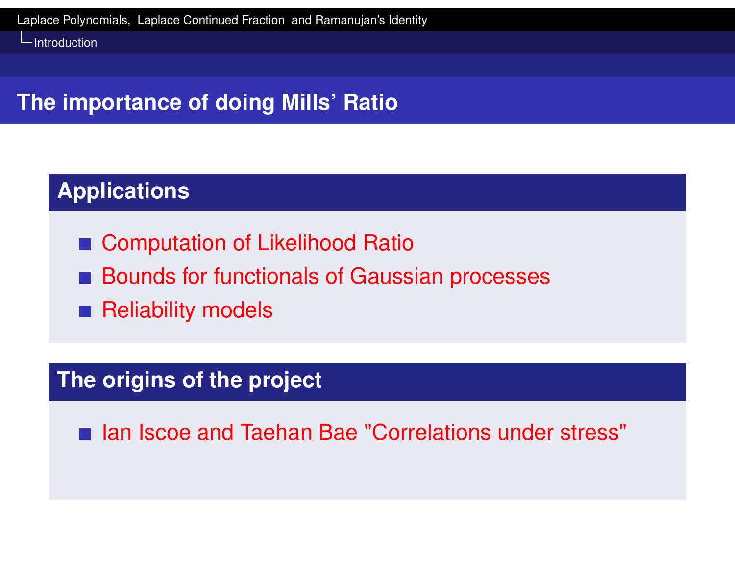# The importance of doing Mills' Ratio

## Applications

- Computation of Likelihood Ratio
- Bounds for functionals of Gaussian processes
- Reliability models

## The origins of the project

- Ian Iscoe and Taehan Bae "Correlations under stress"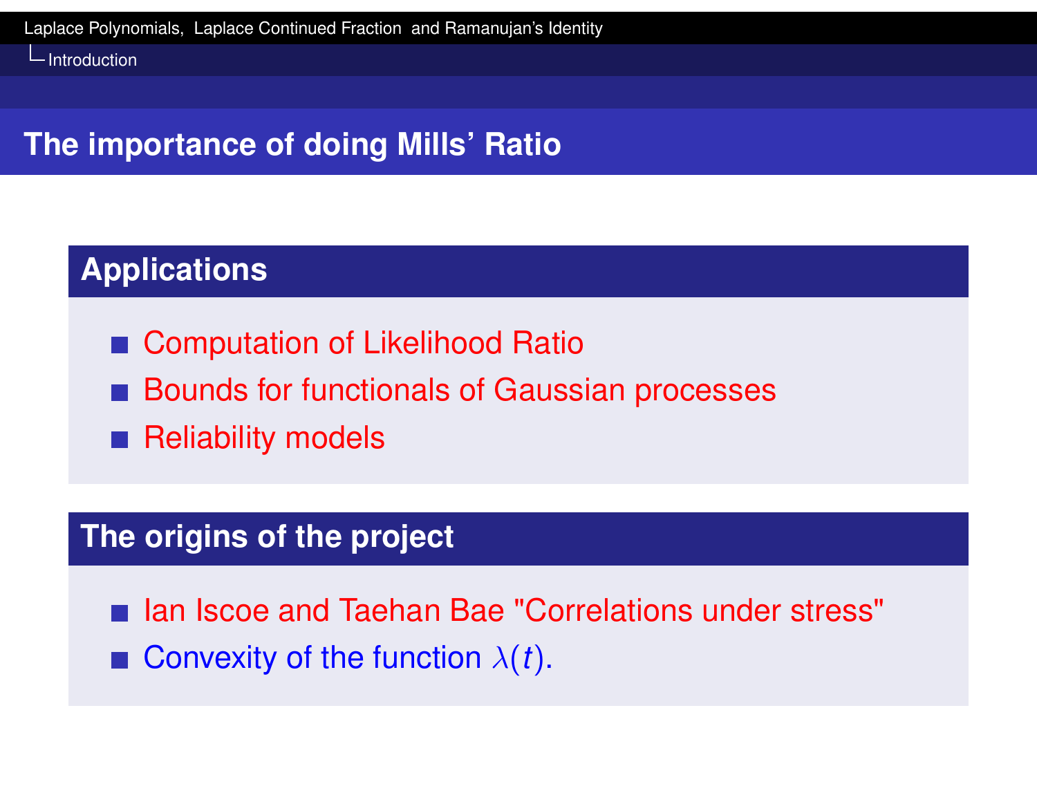# The importance of doing Mills' Ratio

### Applications

- Computation of Likelihood Ratio
- Bounds for functionals of Gaussian processes
- Reliability models

### The origins of the project

- Ian Iscoe and Taehan Bae "Correlations under stress"
- Convexity of the function $\lambda(t)$.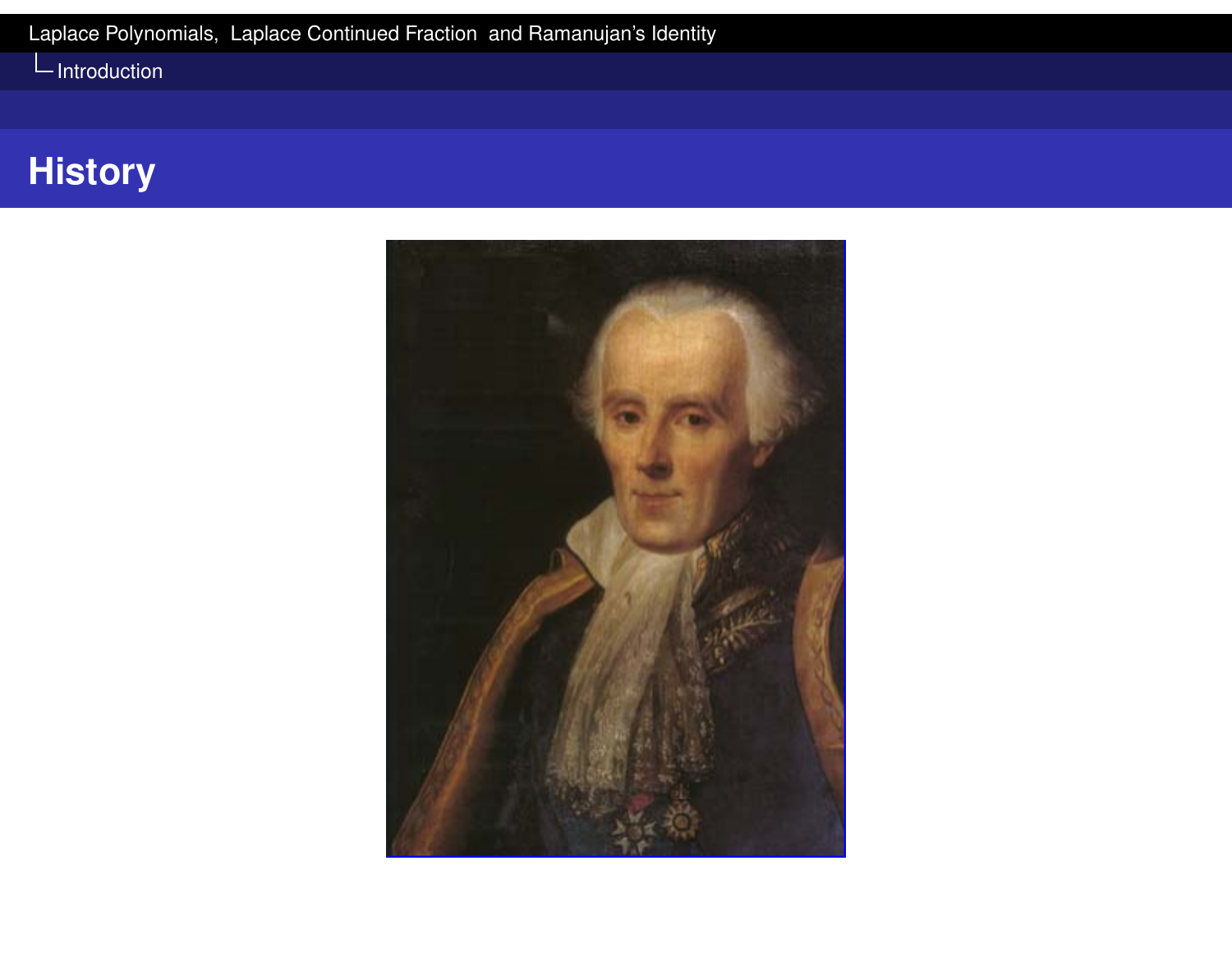## History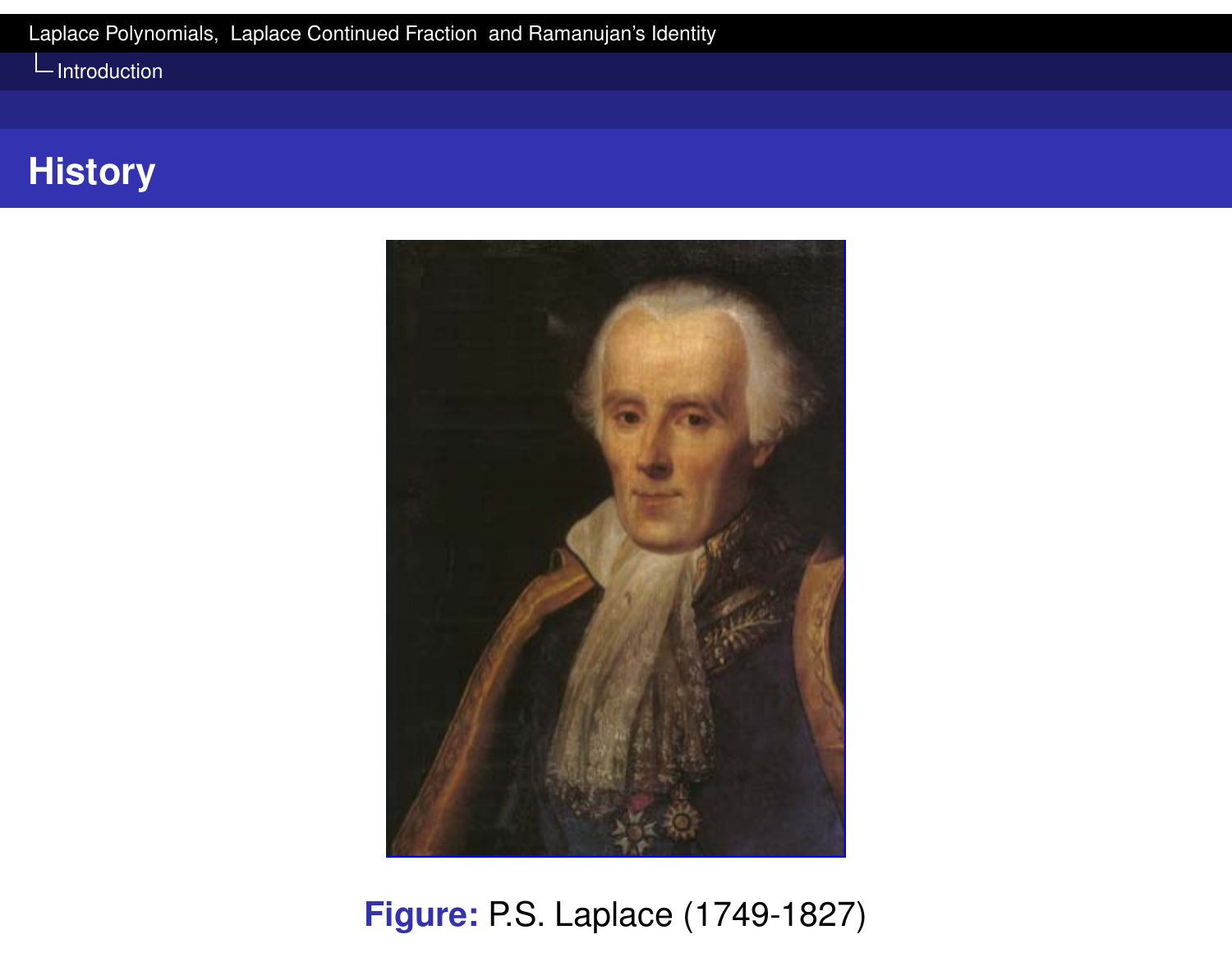## History

**Figure:** P.S. Laplace (1749-1827)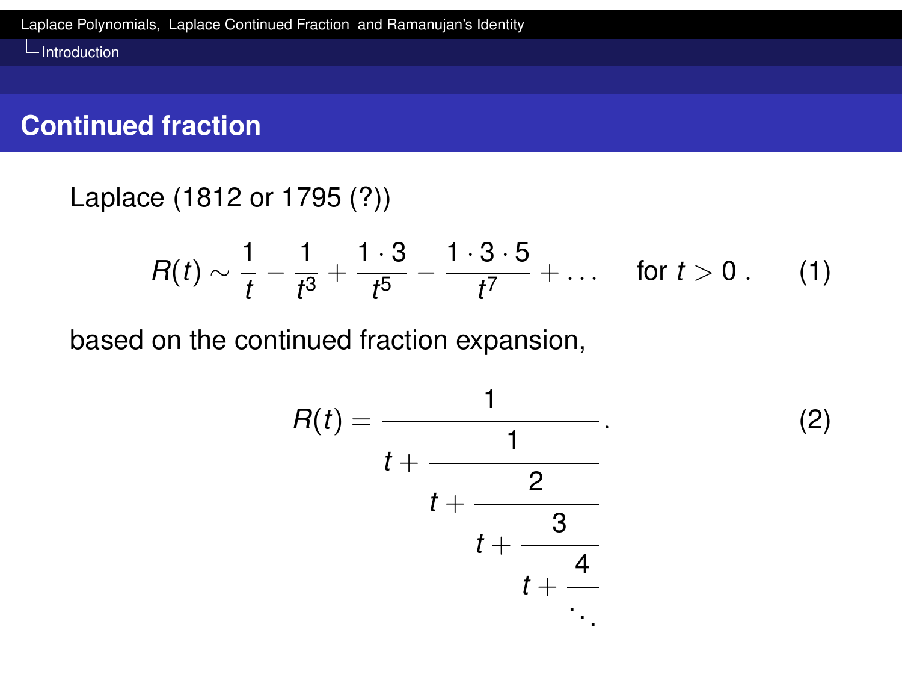## Continued fraction

Laplace (1812 or 1795 (?))

$$R(t) \sim \frac{1}{t} - \frac{1}{t^3} + \frac{1\cdot 3}{t^5} - \frac{1\cdot 3\cdot 5}{t^7} + \dots \quad \text{for } t > 0 \, . \tag{1}$$

based on the continued fraction expansion,

$$R(t) = \cfrac{1}{t + \cfrac{1}{t + \cfrac{2}{t + \cfrac{3}{t + \cfrac{4}{\ddots}}}}} . \tag{2}$$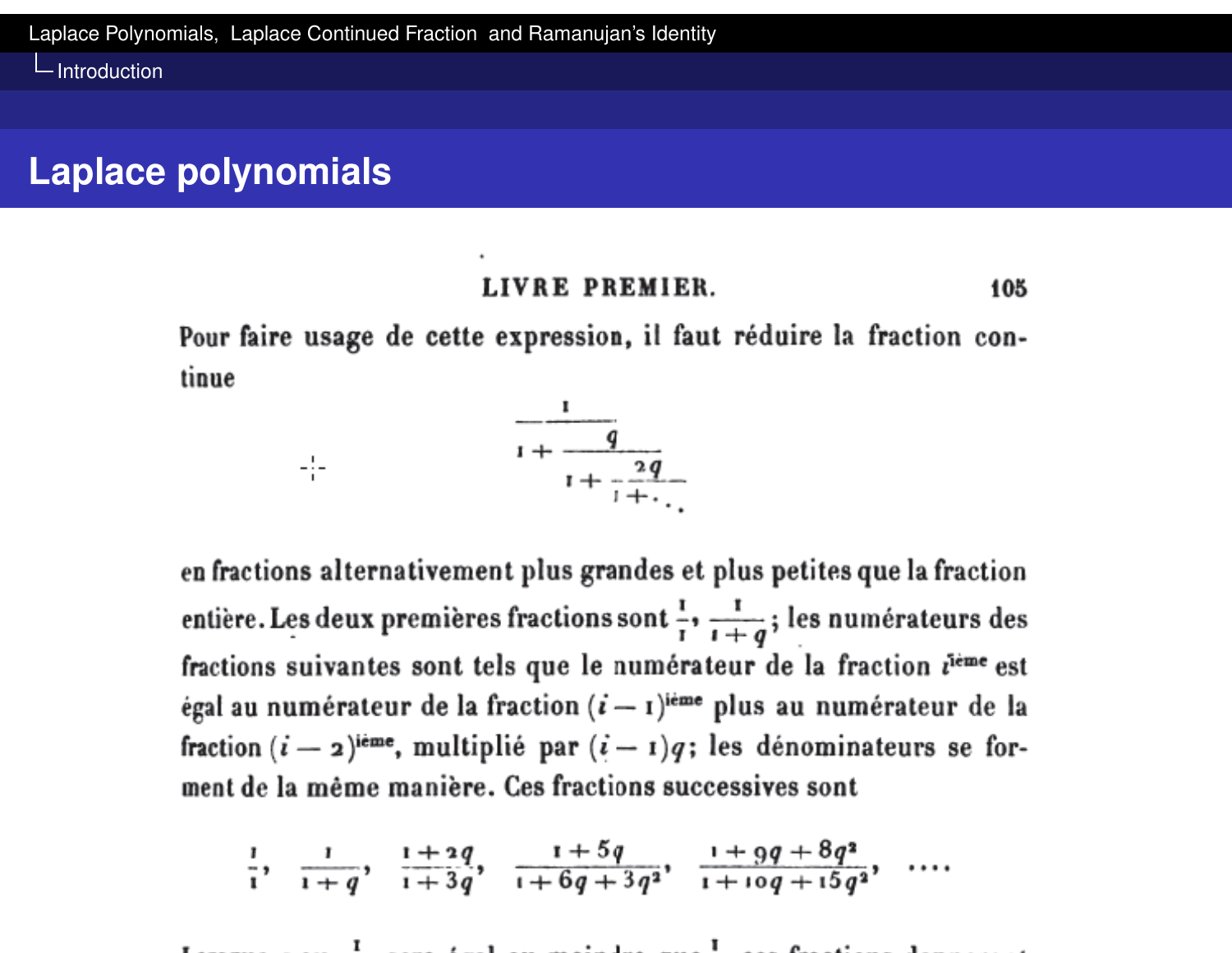## Laplace polynomials

LIVRE PREMIER.

Pour faire usage de cette expression, il faut réduire la fraction continue

$$\cfrac{1}{1+\cfrac{q}{1+\cfrac{2q}{1+\ddots}}}$$

en fractions alternativement plus grandes et plus petites que la fraction entière. Les deux premières fractions sont $\frac{1}{1}$, $\frac{1}{1+q}$; les numérateurs des fractions suivantes sont tels que le numérateur de la fraction $i^{\text{ième}}$ est égal au numérateur de la fraction $(i-1)^{\text{ième}}$ plus au numérateur de la fraction $(i-2)^{\text{ième}}$, multiplié par $(i-1)q$; les dénominateurs se forment de la même manière. Ces fractions successives sont

$$\frac{1}{1}, \quad \frac{1}{1+q}, \quad \frac{1+2q}{1+3q}, \quad \frac{1+5q}{1+6q+3q^2}, \quad \frac{1+9q+8q^2}{1+10q+15q^2}, \quad \ldots$$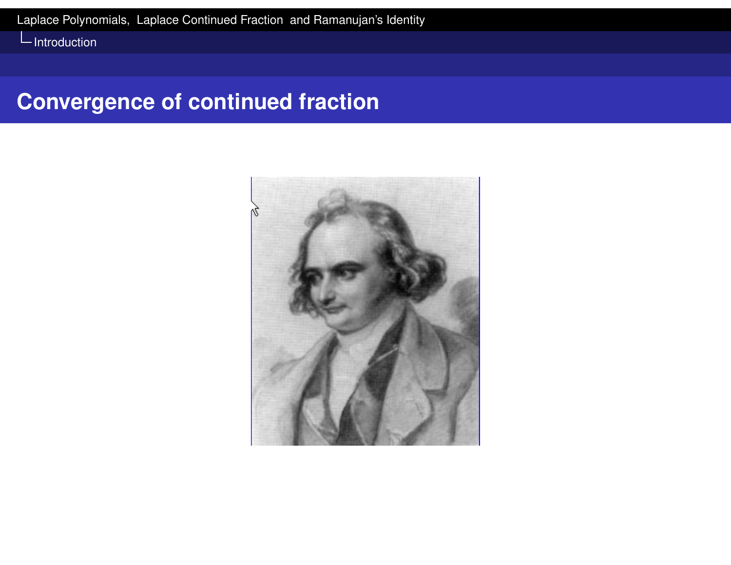## Convergence of continued fraction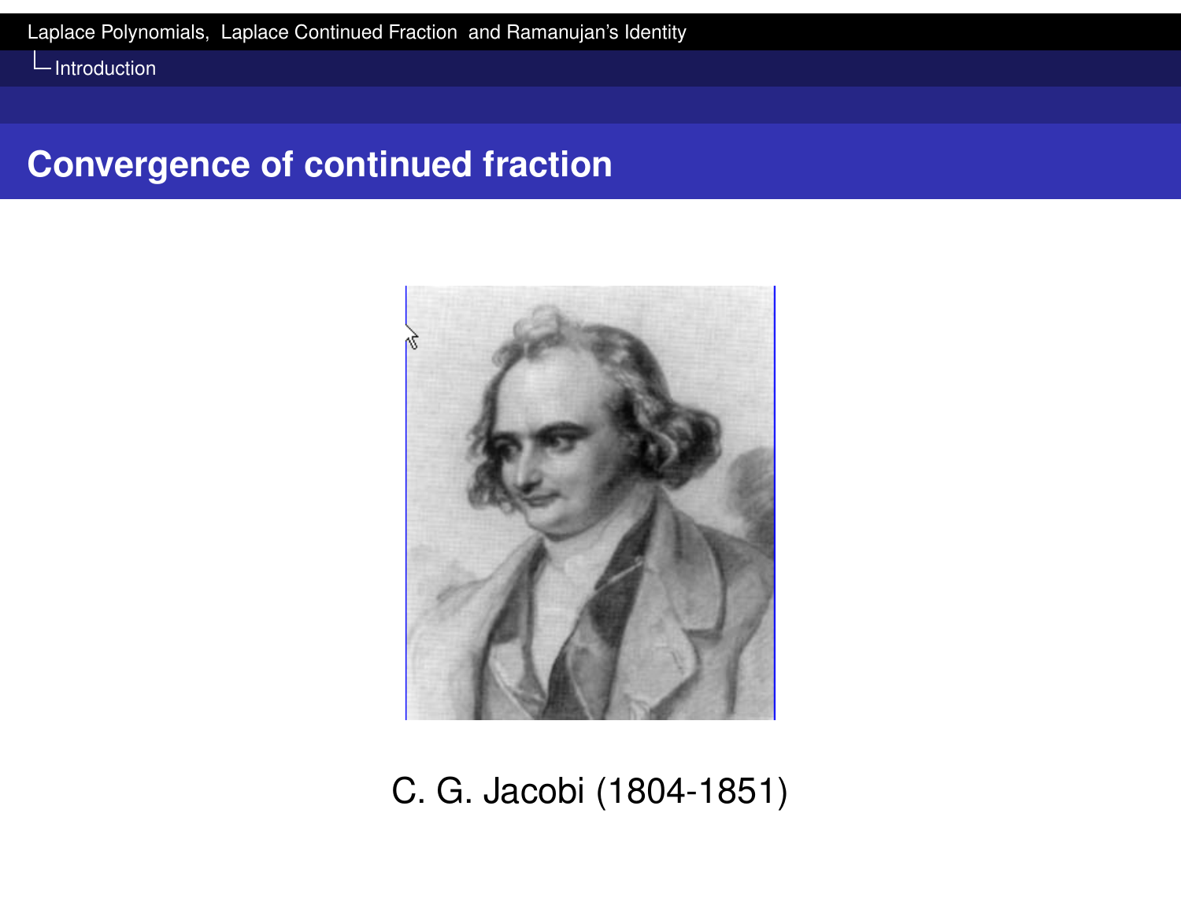## Convergence of continued fraction

C. G. Jacobi (1804-1851)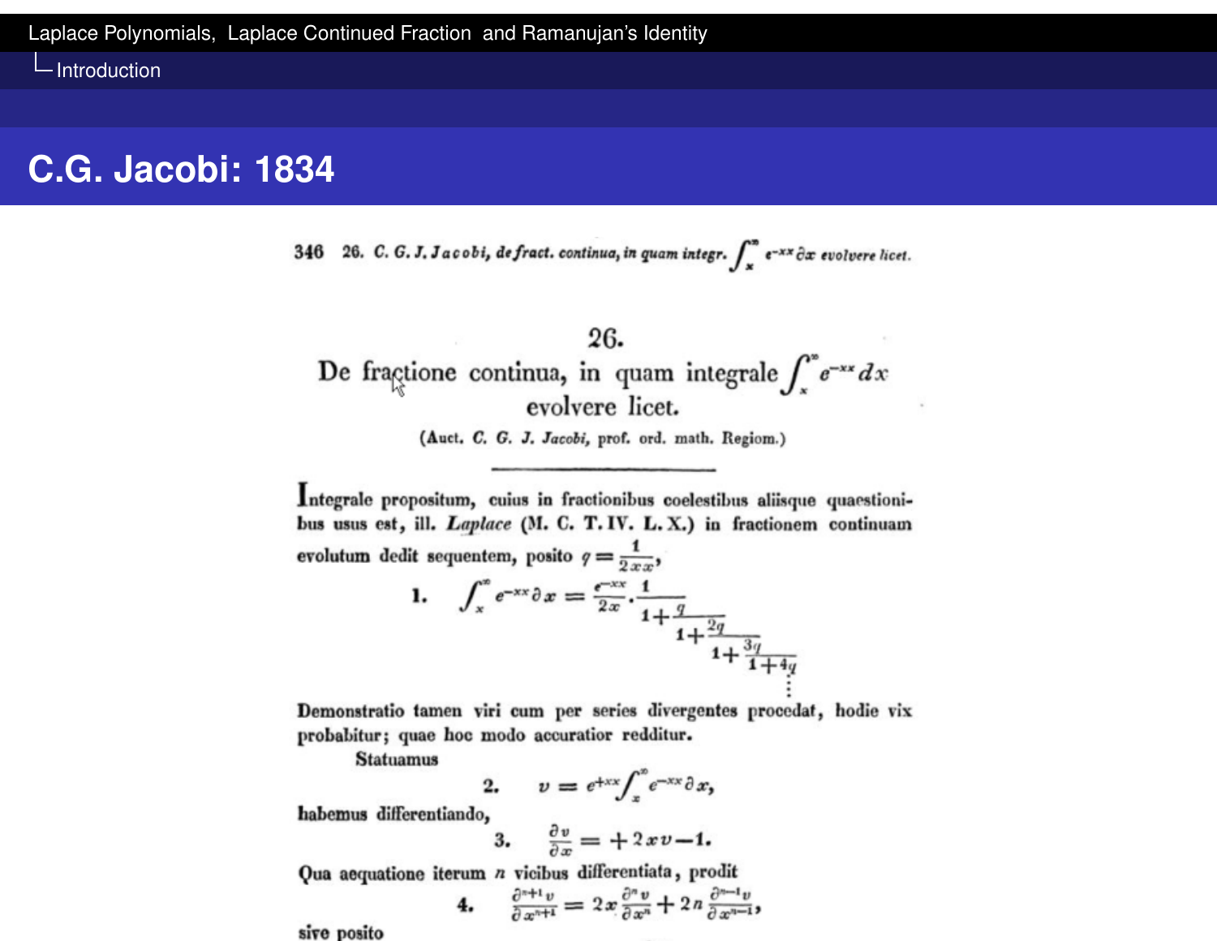# C.G. Jacobi: 1834

346 26. C. G. J. Jacobi, de fract. continua, in quam integr. $\int_x^\infty e^{-xx}\partial x$ evolvere licet.

## 26.

## De fractione continua, in quam integrale $\int_x^\infty e^{-xx}dx$ evolvere licet.

(Auct. C. G. J. Jacobi, prof. ord. math. Regiom.)

---

Integrale propositum, cuius in fractionibus coelestibus aliisque quaestionibus usus est, ill. *Laplace* (M. C. T. IV. L. X.) in fractionem continuam evolutum dedit sequentem, posito $q = \frac{1}{2xx}$,

$$1. \quad \int_x^\infty e^{-xx}\partial x = \frac{e^{-xx}}{2x} \cdot \cfrac{1}{1+\cfrac{q}{1+\cfrac{2q}{1+\cfrac{3q}{1+4q}}}} \\ \vdots$$

Demonstratio tamen viri cum per series divergentes procedat, hodie vix probabitur; quae hoc modo accuratior redditur.

Statuamus

$$2. \quad v = e^{+xx}\int_x^\infty e^{-xx}\partial x,$$

habemus differentiando,

$$3. \quad \frac{\partial v}{\partial x} = +2xv - 1.$$

Qua aequatione iterum $n$ vicibus differentiata, prodit

$$4. \quad \frac{\partial^{n+1} v}{\partial x^{n+1}} = 2x\frac{\partial^n v}{\partial x^n} + 2n\frac{\partial^{n-1} v}{\partial x^{n-1}},$$

sive posito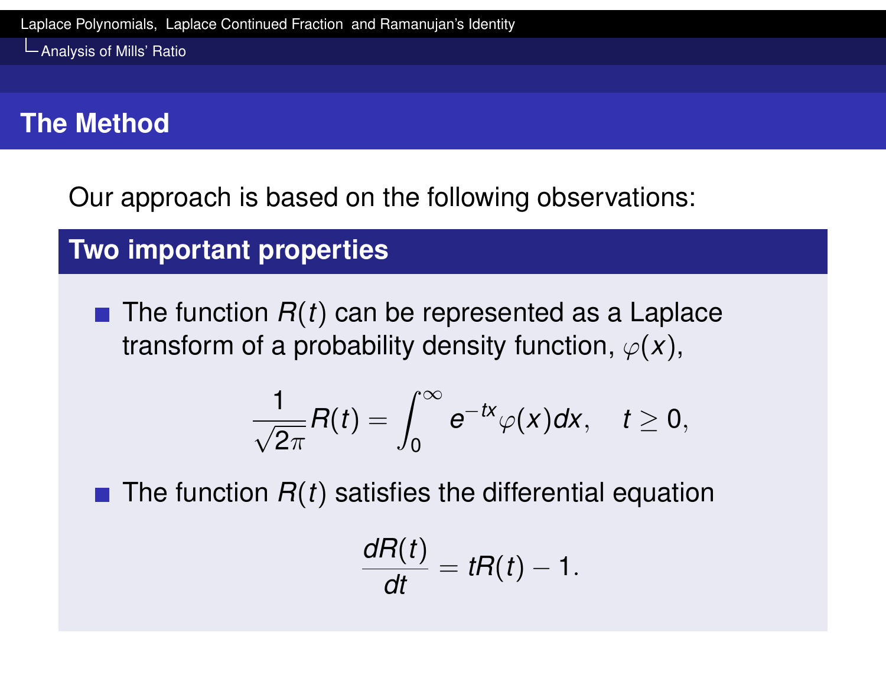## The Method

Our approach is based on the following observations:

### Two important properties

- The function $R(t)$ can be represented as a Laplace transform of a probability density function, $\varphi(x)$,

$$\frac{1}{\sqrt{2\pi}}R(t) = \int_0^\infty e^{-tx}\varphi(x)dx, \quad t \geq 0,$$

- The function $R(t)$ satisfies the differential equation

$$\frac{dR(t)}{dt} = tR(t) - 1.$$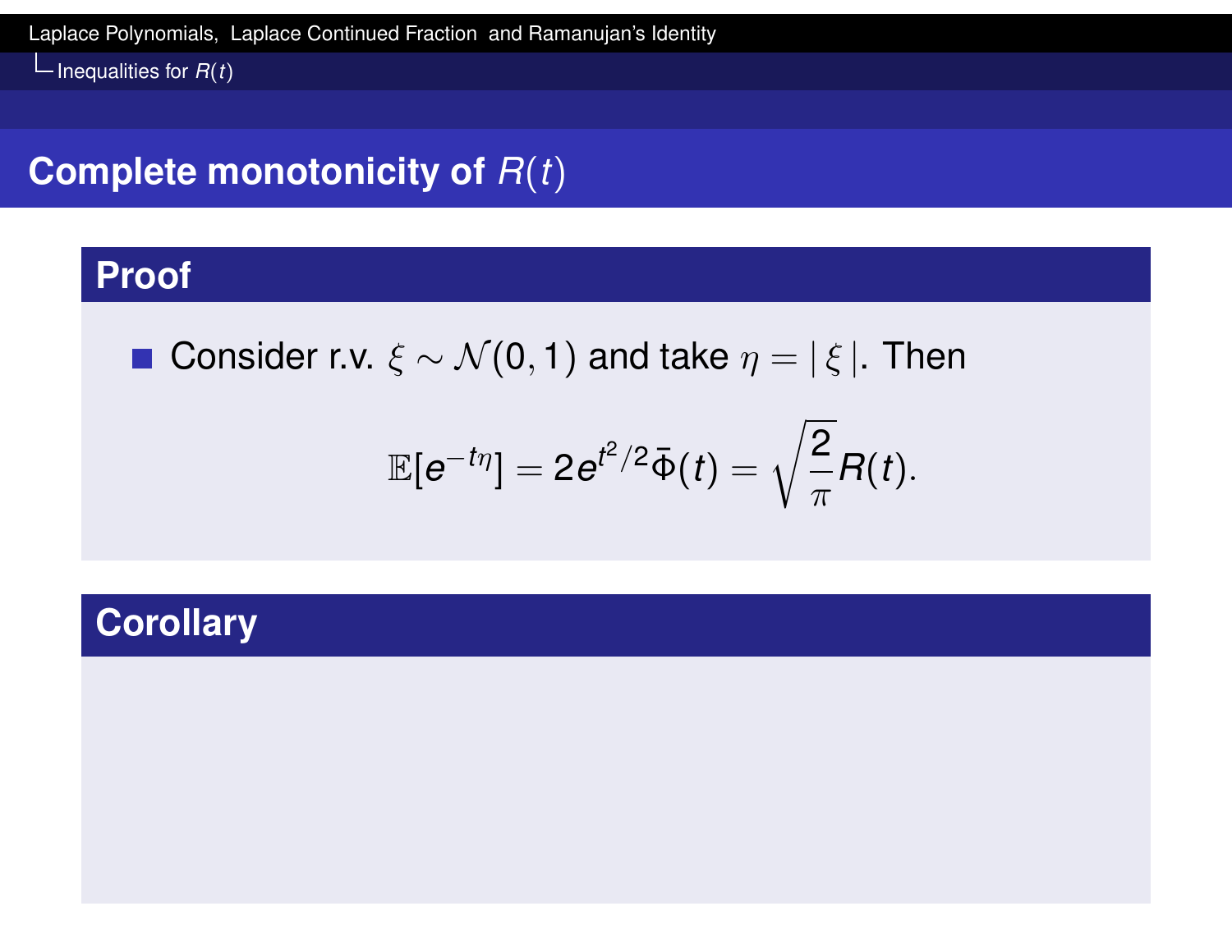## Complete monotonicity of $R(t)$

### Proof

- Consider r.v. $\xi \sim \mathcal{N}(0,1)$ and take $\eta = |\,\xi\,|$. Then

$$\mathbb{E}[e^{-t\eta}] = 2e^{t^2/2}\bar{\Phi}(t) = \sqrt{\frac{2}{\pi}}R(t).$$

### Corollary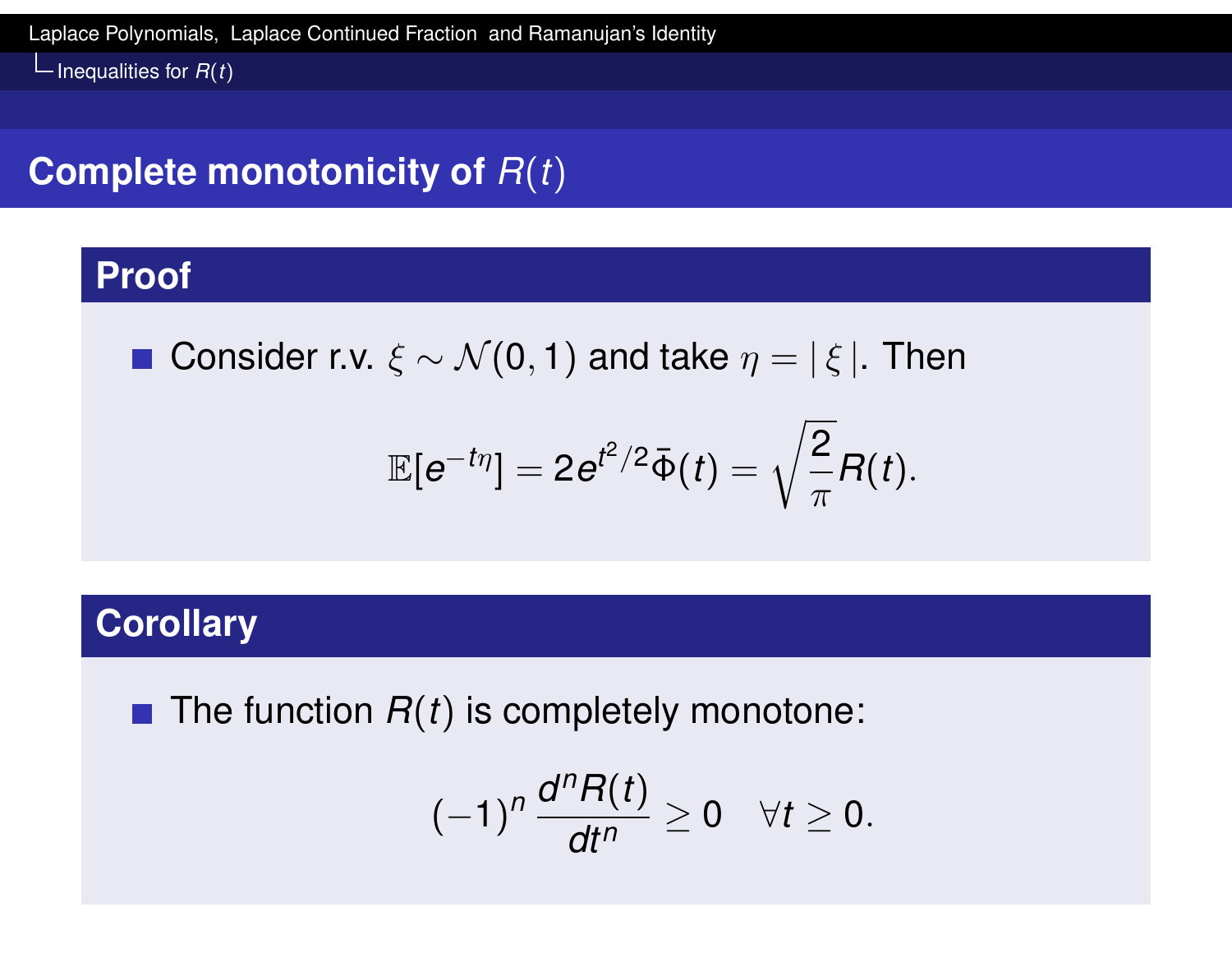## Complete monotonicity of $R(t)$

### Proof

- Consider r.v. $\xi \sim \mathcal{N}(0,1)$ and take $\eta = |\,\xi\,|$. Then

$$\mathbb{E}[e^{-t\eta}] = 2e^{t^2/2}\bar{\Phi}(t) = \sqrt{\frac{2}{\pi}}R(t).$$

### Corollary

- The function $R(t)$ is completely monotone:

$$(-1)^n \frac{d^n R(t)}{dt^n} \geq 0 \quad \forall t \geq 0.$$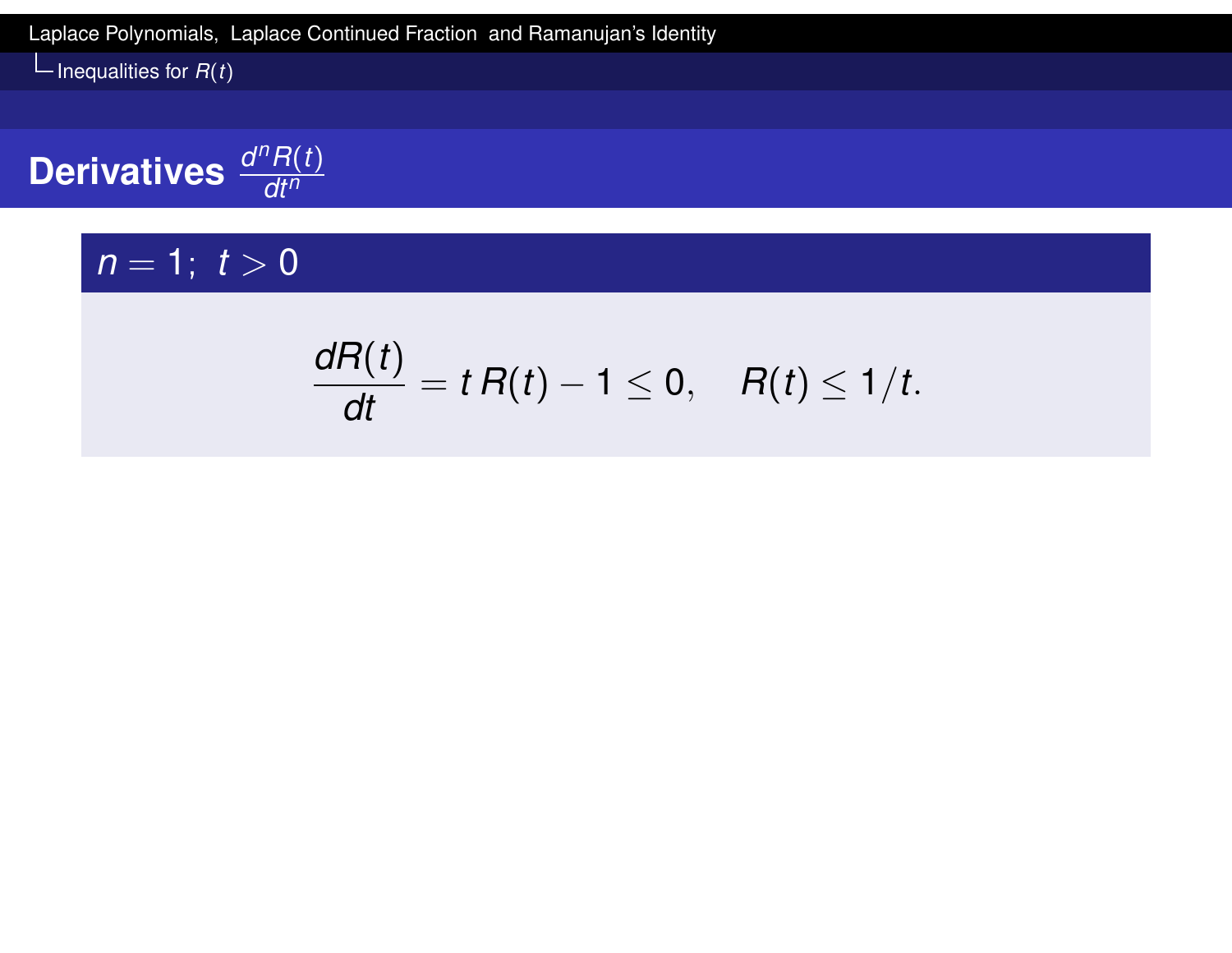## Derivatives $\frac{d^n R(t)}{dt^n}$

### $n = 1; \; t > 0$

$$\frac{dR(t)}{dt} = t\,R(t) - 1 \leq 0, \quad R(t) \leq 1/t.$$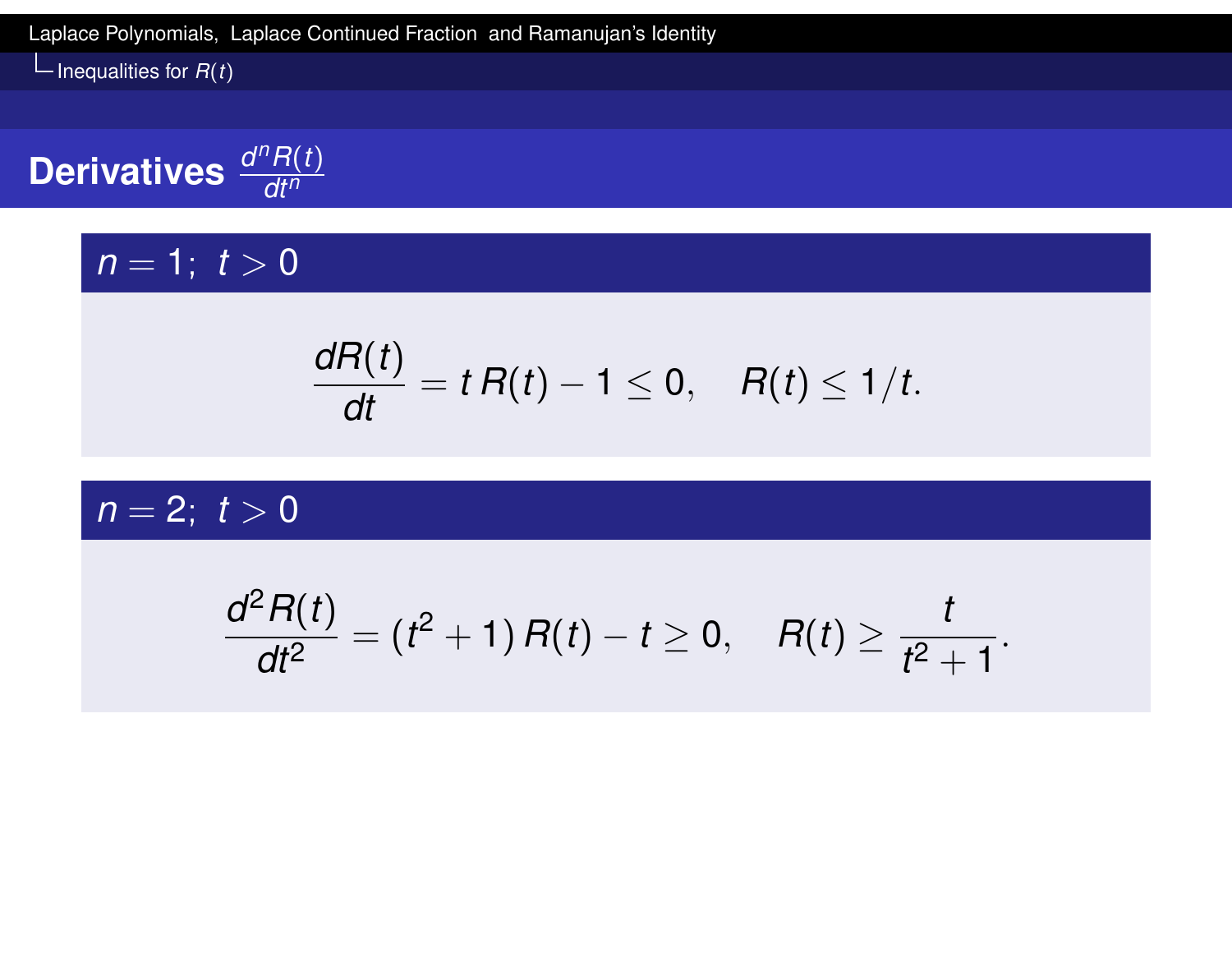## Derivatives $\frac{d^n R(t)}{dt^n}$

### $n = 1; \ t > 0$

$$\frac{dR(t)}{dt} = t\,R(t) - 1 \le 0, \quad R(t) \le 1/t.$$

### $n = 2; \ t > 0$

$$\frac{d^2 R(t)}{dt^2} = (t^2 + 1)\,R(t) - t \ge 0, \quad R(t) \ge \frac{t}{t^2 + 1}.$$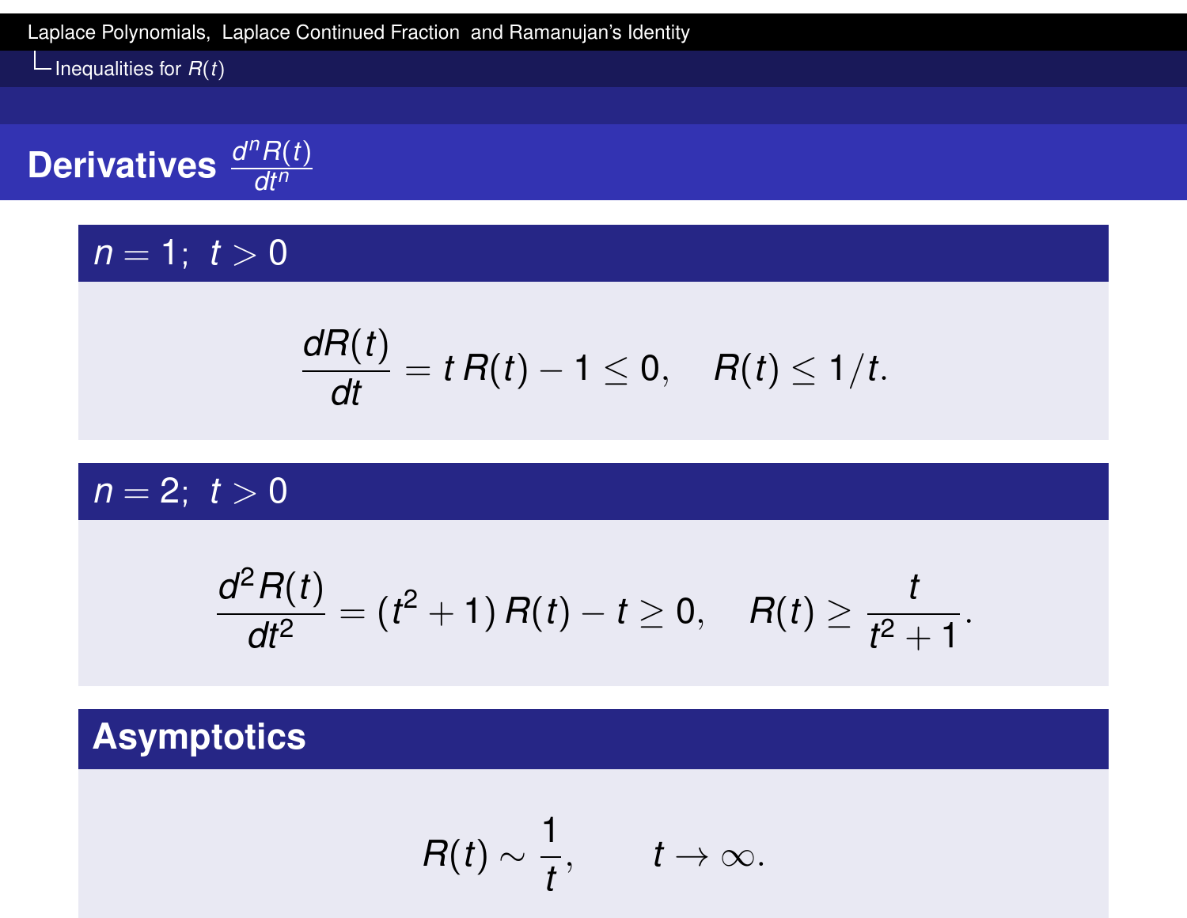## Derivatives $\frac{d^n R(t)}{dt^n}$

### $n = 1;\ t > 0$

$$\frac{dR(t)}{dt} = t\,R(t) - 1 \leq 0, \quad R(t) \leq 1/t.$$

### $n = 2;\ t > 0$

$$\frac{d^2 R(t)}{dt^2} = (t^2 + 1)\,R(t) - t \geq 0, \quad R(t) \geq \frac{t}{t^2 + 1}.$$

### Asymptotics

$$R(t) \sim \frac{1}{t}, \qquad t \to \infty.$$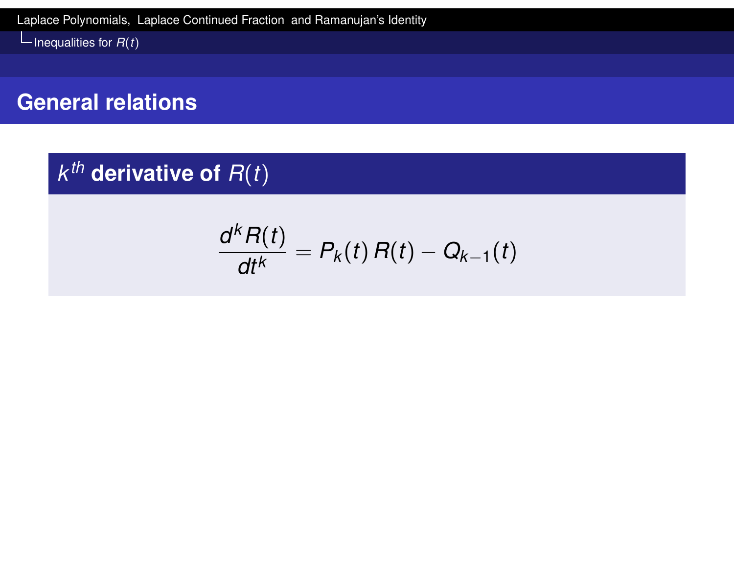## General relations

### $k^{th}$ derivative of $R(t)$

$$\frac{d^k R(t)}{dt^k} = P_k(t)\, R(t) - Q_{k-1}(t)$$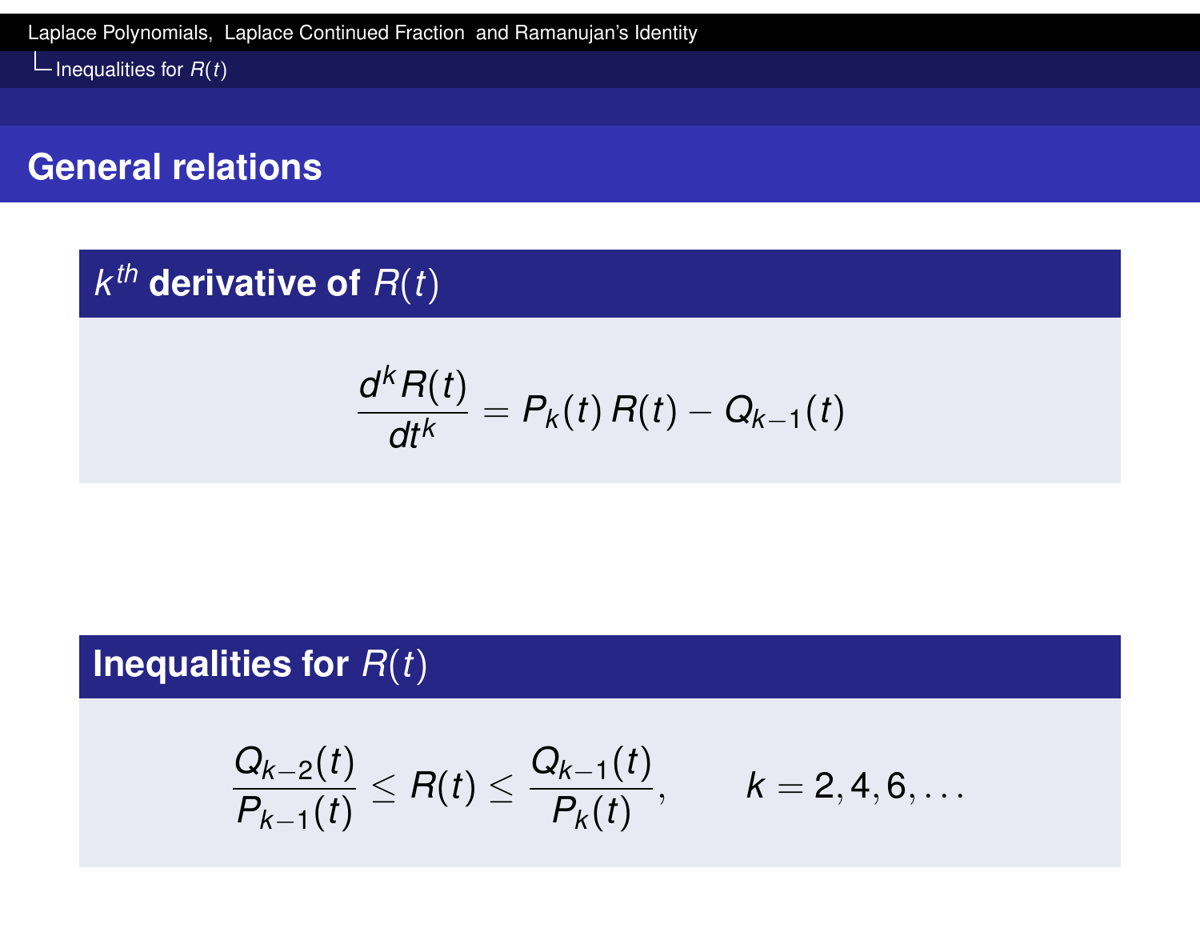## General relations

### $k^{th}$ derivative of $R(t)$

$$\frac{d^k R(t)}{dt^k} = P_k(t)\, R(t) - Q_{k-1}(t)$$

### Inequalities for $R(t)$

$$\frac{Q_{k-2}(t)}{P_{k-1}(t)} \leq R(t) \leq \frac{Q_{k-1}(t)}{P_k(t)}, \qquad k = 2, 4, 6, \ldots$$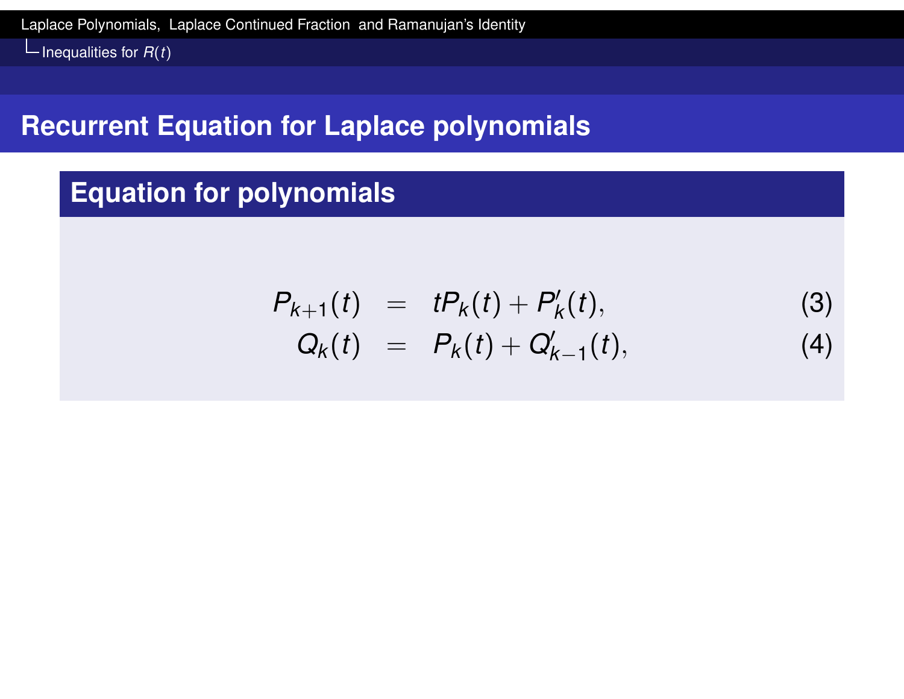## Recurrent Equation for Laplace polynomials

### Equation for polynomials

$$
\begin{aligned}
P_{k+1}(t) &= tP_k(t) + P_k'(t), && (3) \\
Q_k(t) &= P_k(t) + Q_{k-1}'(t), && (4)
\end{aligned}
$$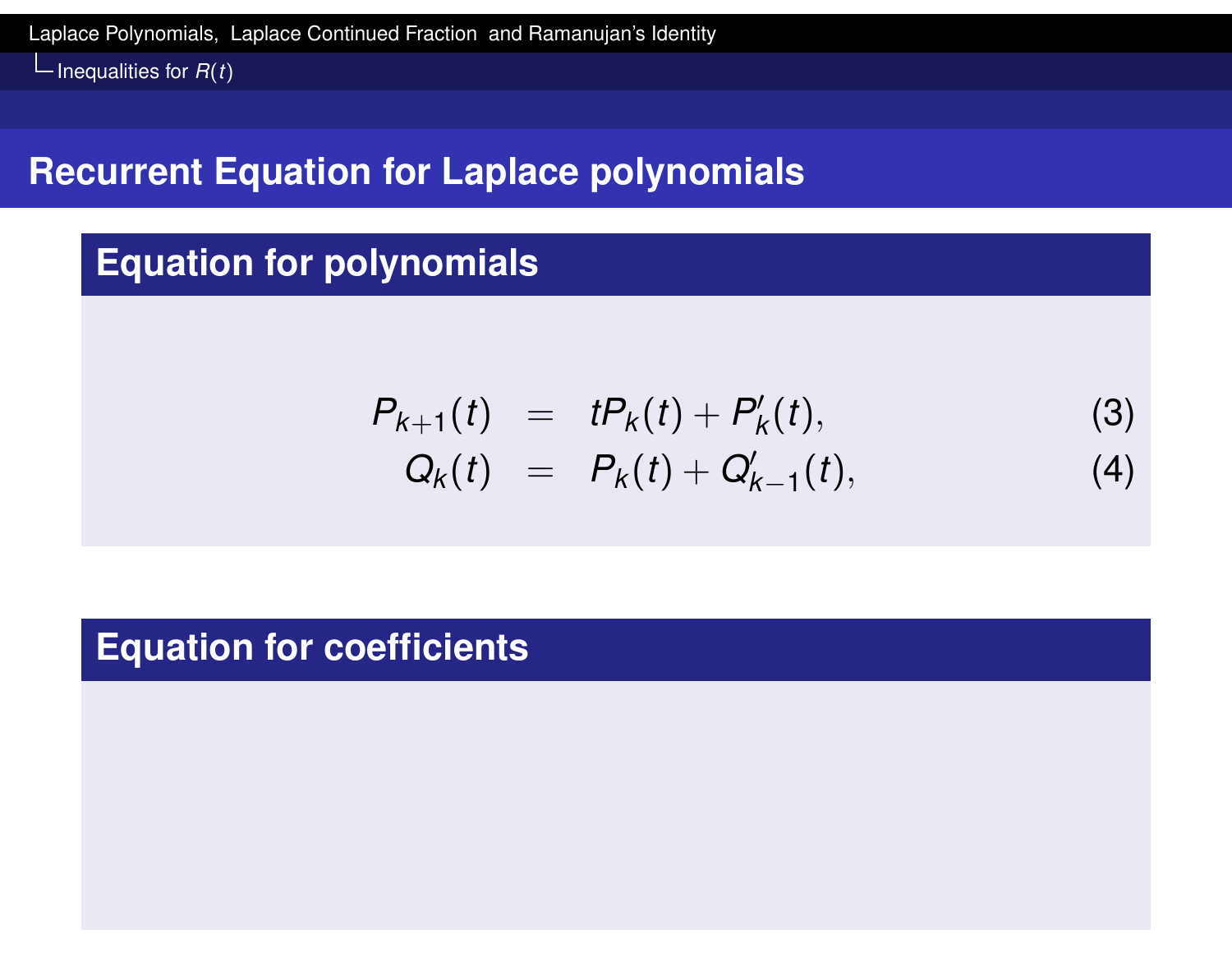# Recurrent Equation for Laplace polynomials

## Equation for polynomials

$$
\begin{aligned}
P_{k+1}(t) &= tP_k(t) + P'_k(t), \qquad (3)\\
Q_k(t) &= P_k(t) + Q'_{k-1}(t), \qquad (4)
\end{aligned}
$$

## Equation for coefficients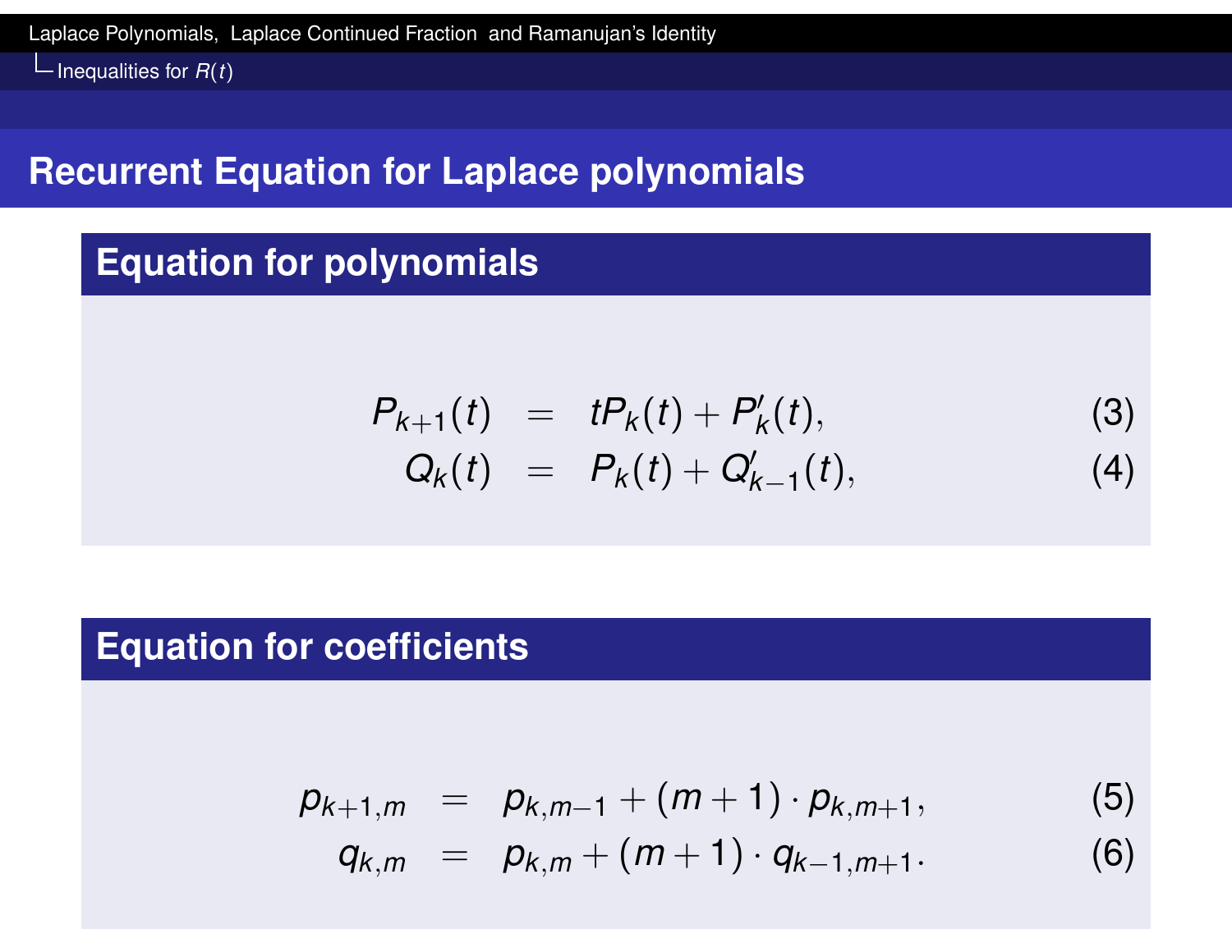## Recurrent Equation for Laplace polynomials

### Equation for polynomials

$$
\begin{aligned}
P_{k+1}(t) &= tP_k(t) + P_k'(t), && (3)\\
Q_k(t) &= P_k(t) + Q_{k-1}'(t), && (4)
\end{aligned}
$$

### Equation for coefficients

$$
\begin{aligned}
p_{k+1,m} &= p_{k,m-1} + (m+1)\cdot p_{k,m+1}, && (5)\\
q_{k,m} &= p_{k,m} + (m+1)\cdot q_{k-1,m+1}. && (6)
\end{aligned}
$$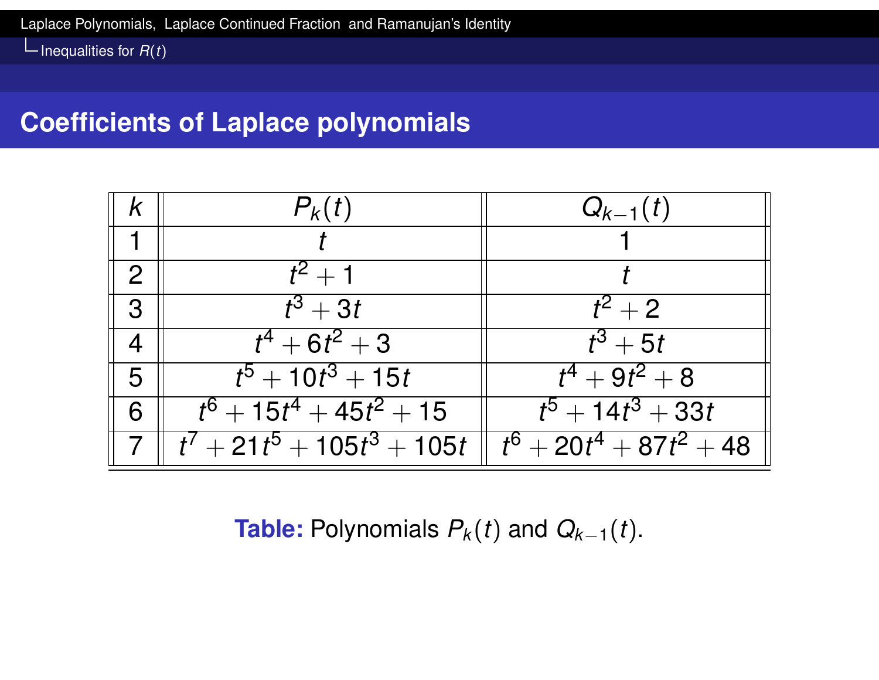## Coefficients of Laplace polynomials

| $k$ | $P_k(t)$ | $Q_{k-1}(t)$ |
|---|---|---|
| 1 | $t$ | $1$ |
| 2 | $t^2+1$ | $t$ |
| 3 | $t^3+3t$ | $t^2+2$ |
| 4 | $t^4+6t^2+3$ | $t^3+5t$ |
| 5 | $t^5+10t^3+15t$ | $t^4+9t^2+8$ |
| 6 | $t^6+15t^4+45t^2+15$ | $t^5+14t^3+33t$ |
| 7 | $t^7+21t^5+105t^3+105t$ | $t^6+20t^4+87t^2+48$ |

**Table:** Polynomials $P_k(t)$ and $Q_{k-1}(t)$.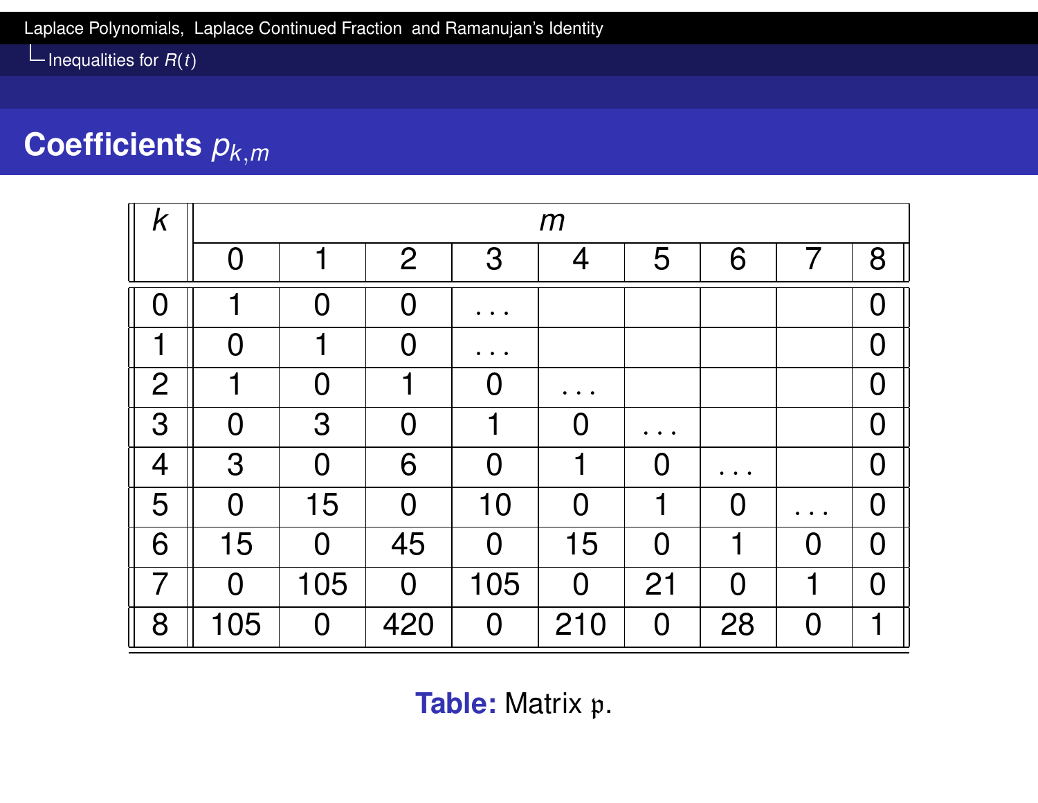## Coefficients $p_{k,m}$

| $k$ | $m$ | | | | | | | | |
|---|---|---|---|---|---|---|---|---|---|
| | 0 | 1 | 2 | 3 | 4 | 5 | 6 | 7 | 8 |
| 0 | 1 | 0 | 0 | ... | | | | | 0 |
| 1 | 0 | 1 | 0 | ... | | | | | 0 |
| 2 | 1 | 0 | 1 | 0 | ... | | | | 0 |
| 3 | 0 | 3 | 0 | 1 | 0 | ... | | | 0 |
| 4 | 3 | 0 | 6 | 0 | 1 | 0 | ... | | 0 |
| 5 | 0 | 15 | 0 | 10 | 0 | 1 | 0 | ... | 0 |
| 6 | 15 | 0 | 45 | 0 | 15 | 0 | 1 | 0 | 0 |
| 7 | 0 | 105 | 0 | 105 | 0 | 21 | 0 | 1 | 0 |
| 8 | 105 | 0 | 420 | 0 | 210 | 0 | 28 | 0 | 1 |

**Table:** Matrix $\mathfrak{p}$.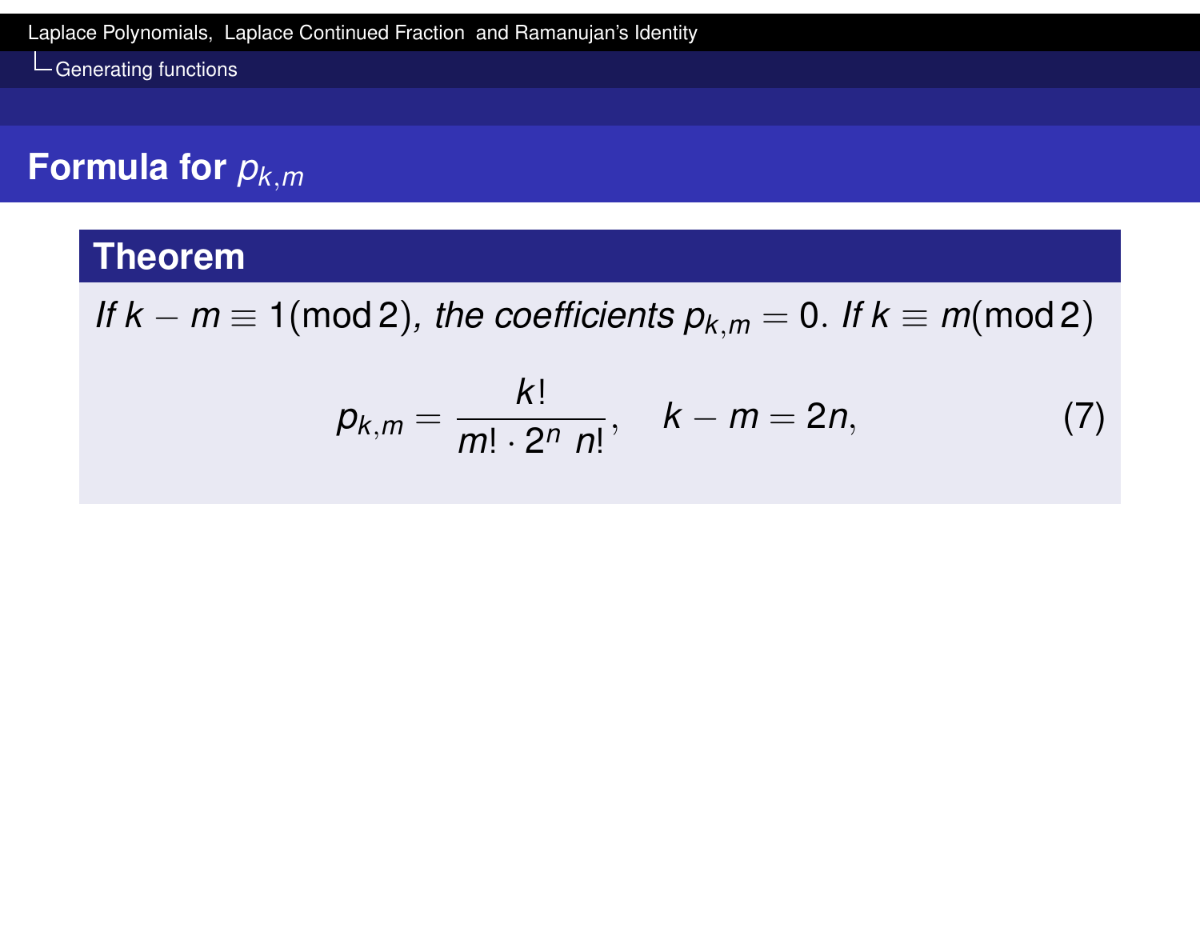## Formula for $p_{k,m}$

**Theorem**

*If $k - m \equiv 1 (\mathrm{mod}\, 2)$, the coefficients $p_{k,m} = 0$. If $k \equiv m (\mathrm{mod}\, 2)$*

$$p_{k,m} = \frac{k!}{m! \cdot 2^n \; n!}, \quad k - m = 2n, \tag{7}$$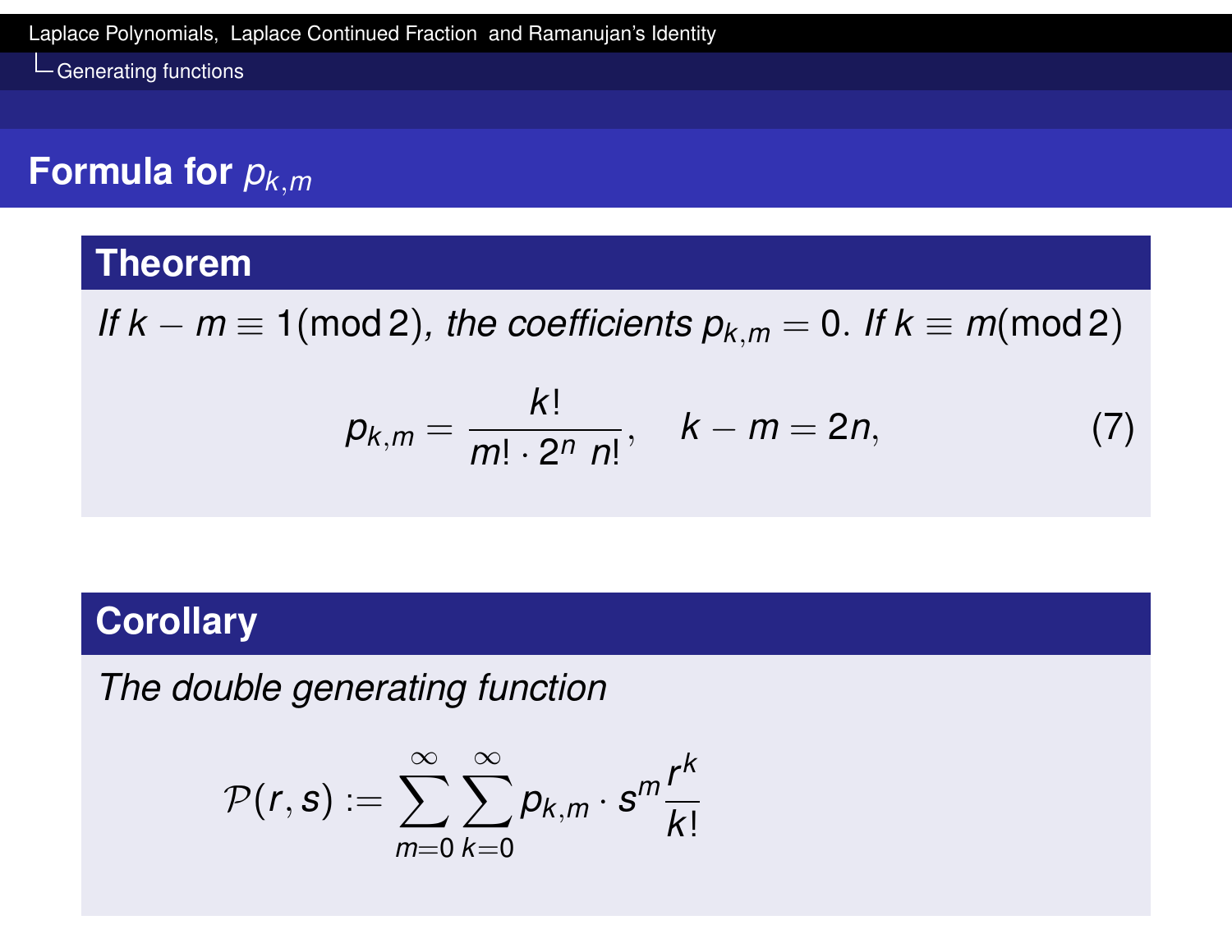## Formula for $p_{k,m}$

**Theorem**

*If $k - m \equiv 1 \pmod 2$, the coefficients $p_{k,m} = 0$. If $k \equiv m \pmod 2$*

$$p_{k,m} = \frac{k!}{m! \cdot 2^n \; n!}, \quad k - m = 2n, \tag{7}$$

**Corollary**

*The double generating function*

$$\mathcal{P}(r, s) := \sum_{m=0}^{\infty} \sum_{k=0}^{\infty} p_{k,m} \cdot s^m \frac{r^k}{k!}$$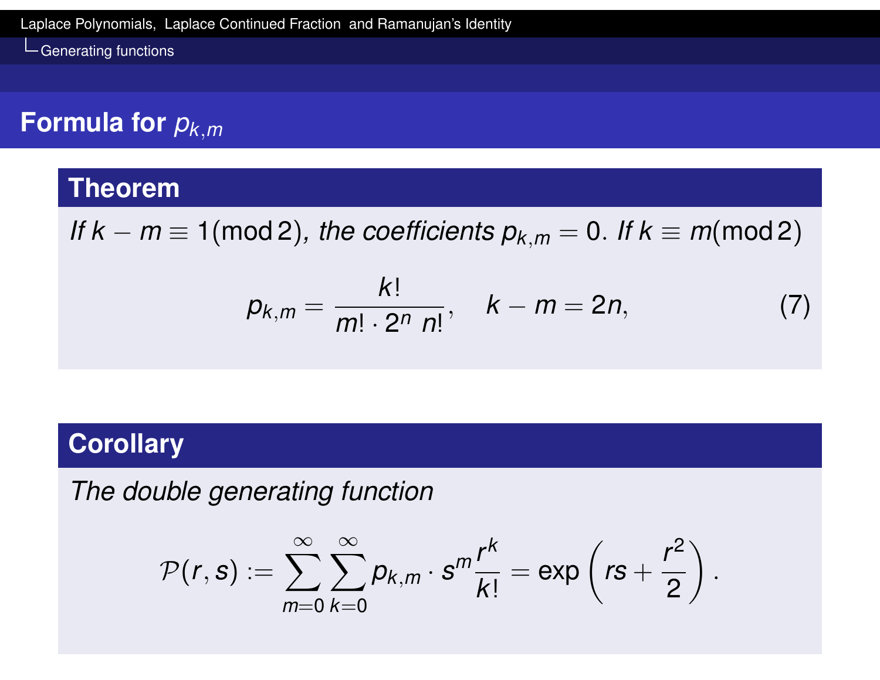## Formula for $p_{k,m}$

**Theorem**

*If $k - m \equiv 1 (\bmod 2)$, the coefficients $p_{k,m} = 0$. If $k \equiv m (\bmod 2)$*

$$p_{k,m} = \frac{k!}{m! \cdot 2^n \; n!}, \quad k - m = 2n, \tag{7}$$

**Corollary**

*The double generating function*

$$\mathcal{P}(r, s) := \sum_{m=0}^{\infty} \sum_{k=0}^{\infty} p_{k,m} \cdot s^m \frac{r^k}{k!} = \exp\left(rs + \frac{r^2}{2}\right).$$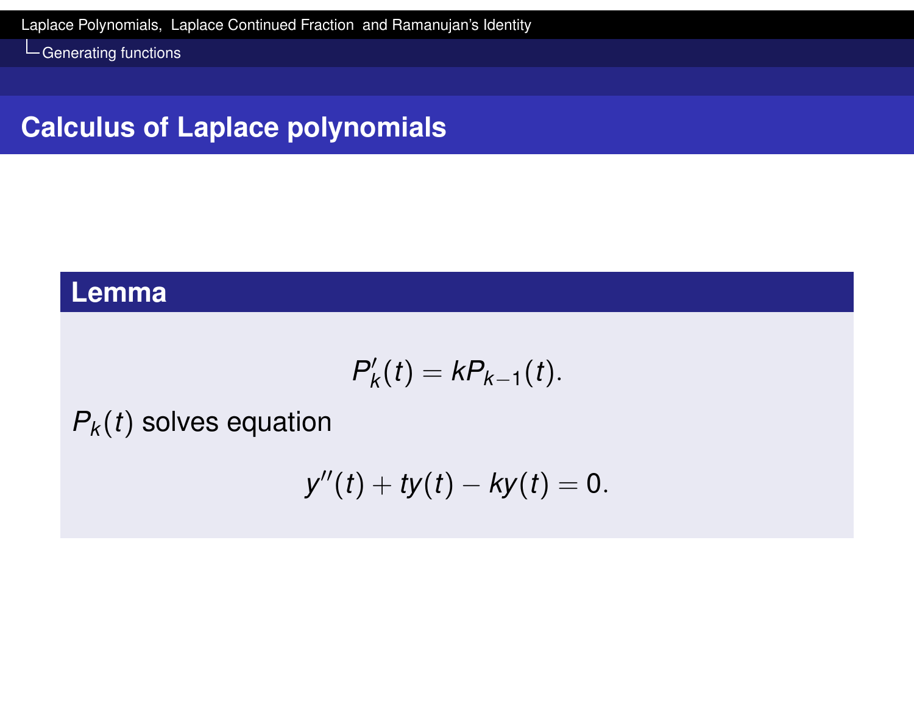## Calculus of Laplace polynomials

**Lemma**

$$P_k'(t) = kP_{k-1}(t).$$

$P_k(t)$ solves equation

$$y''(t) + ty(t) - ky(t) = 0.$$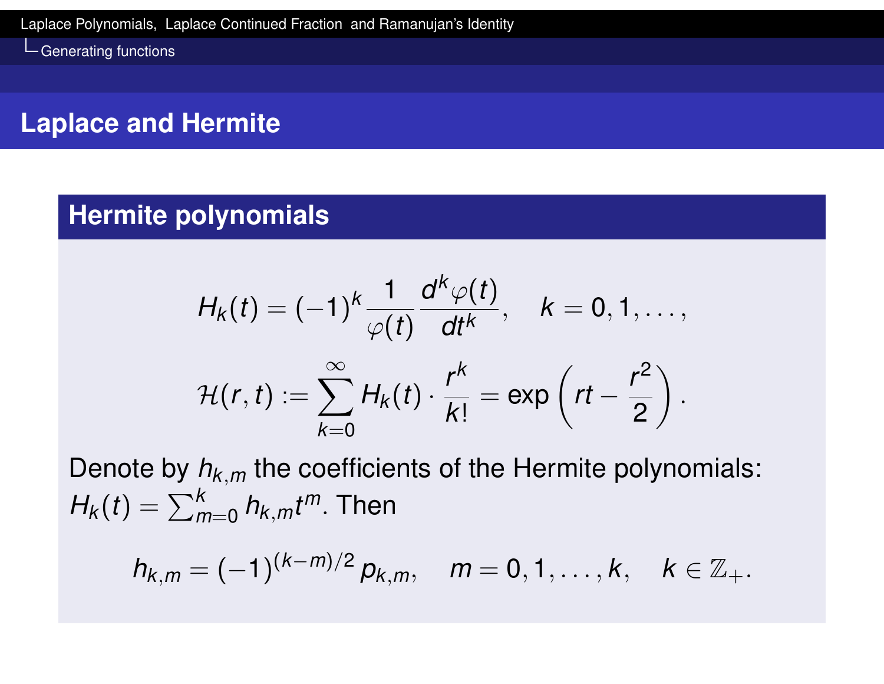## Laplace and Hermite

### Hermite polynomials

$$H_k(t) = (-1)^k \frac{1}{\varphi(t)} \frac{d^k \varphi(t)}{dt^k}, \quad k = 0, 1, \ldots,$$

$$\mathcal{H}(r, t) := \sum_{k=0}^{\infty} H_k(t) \cdot \frac{r^k}{k!} = \exp\left(rt - \frac{r^2}{2}\right).$$

Denote by $h_{k,m}$ the coefficients of the Hermite polynomials: $H_k(t) = \sum_{m=0}^{k} h_{k,m} t^m$. Then

$$h_{k,m} = (-1)^{(k-m)/2}\, p_{k,m}, \quad m = 0, 1, \ldots, k, \quad k \in \mathbb{Z}_+.$$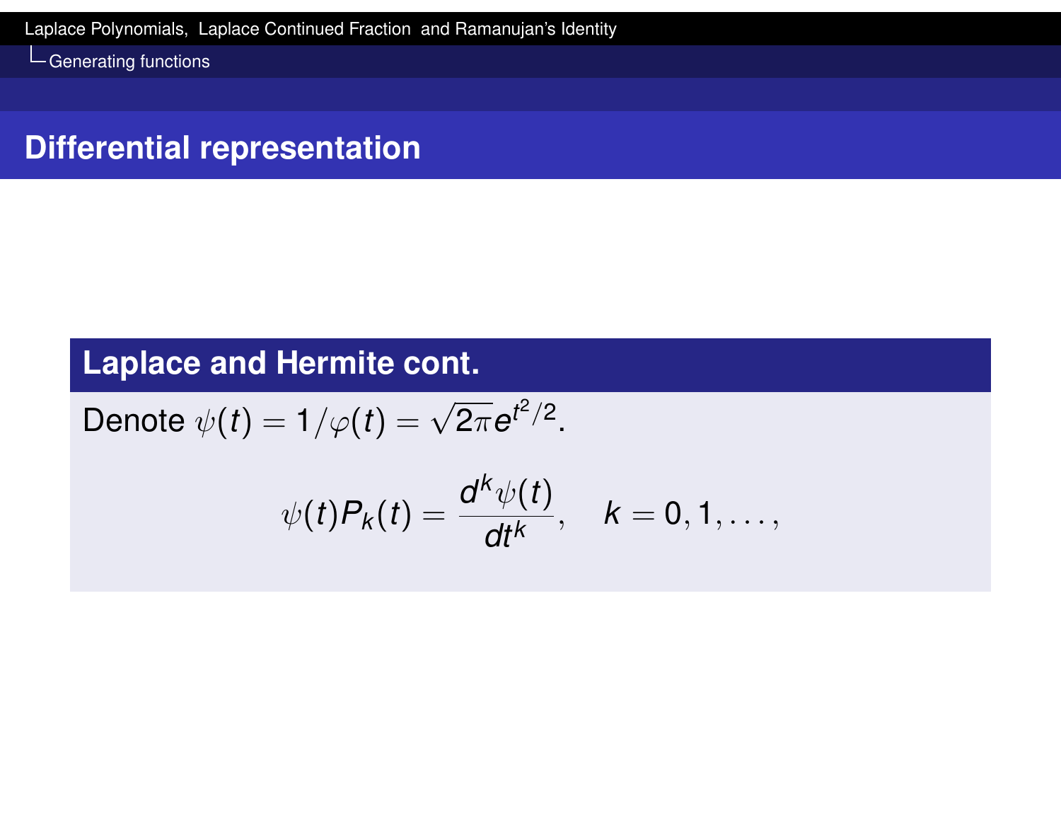## Differential representation

### Laplace and Hermite cont.

Denote $\psi(t) = 1/\varphi(t) = \sqrt{2\pi}e^{t^2/2}$.

$$\psi(t)P_k(t) = \frac{d^k\psi(t)}{dt^k}, \quad k = 0, 1, \ldots,$$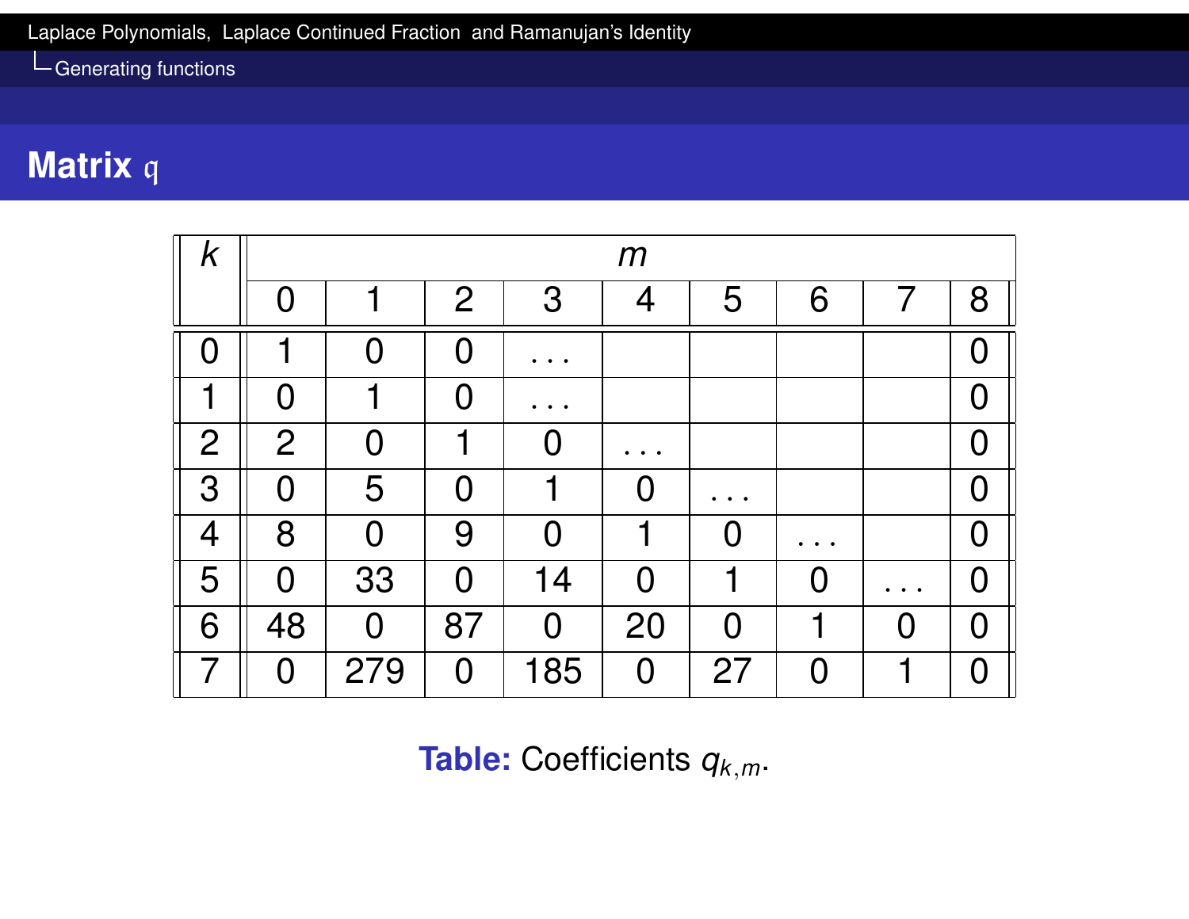## Matrix $\mathfrak{q}$

| $k$ | $m$ | | | | | | | | |
|---|---|---|---|---|---|---|---|---|---|
| | 0 | 1 | 2 | 3 | 4 | 5 | 6 | 7 | 8 |
| 0 | 1 | 0 | 0 | ... | | | | | 0 |
| 1 | 0 | 1 | 0 | ... | | | | | 0 |
| 2 | 2 | 0 | 1 | 0 | ... | | | | 0 |
| 3 | 0 | 5 | 0 | 1 | 0 | ... | | | 0 |
| 4 | 8 | 0 | 9 | 0 | 1 | 0 | ... | | 0 |
| 5 | 0 | 33 | 0 | 14 | 0 | 1 | 0 | ... | 0 |
| 6 | 48 | 0 | 87 | 0 | 20 | 0 | 1 | 0 | 0 |
| 7 | 0 | 279 | 0 | 185 | 0 | 27 | 0 | 1 | 0 |

**Table:** Coefficients $q_{k,m}$.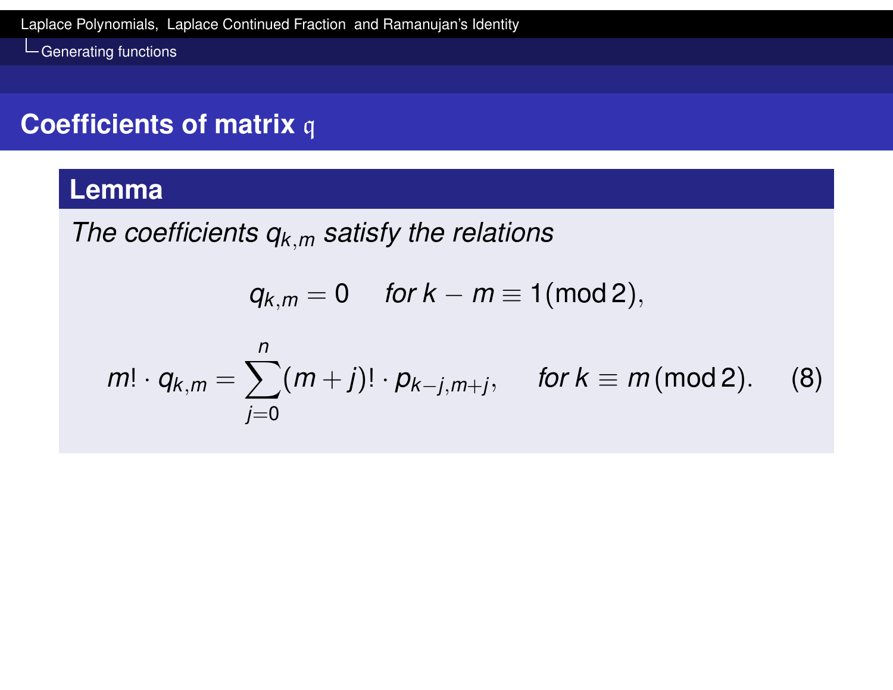## Coefficients of matrix $\mathfrak{q}$

**Lemma**

*The coefficients $q_{k,m}$ satisfy the relations*

$$q_{k,m} = 0 \quad \text{for } k - m \equiv 1 (\text{mod}\, 2),$$

$$m! \cdot q_{k,m} = \sum_{j=0}^{n} (m+j)! \cdot p_{k-j,m+j}, \quad \text{for } k \equiv m\, (\text{mod}\, 2). \tag{8}$$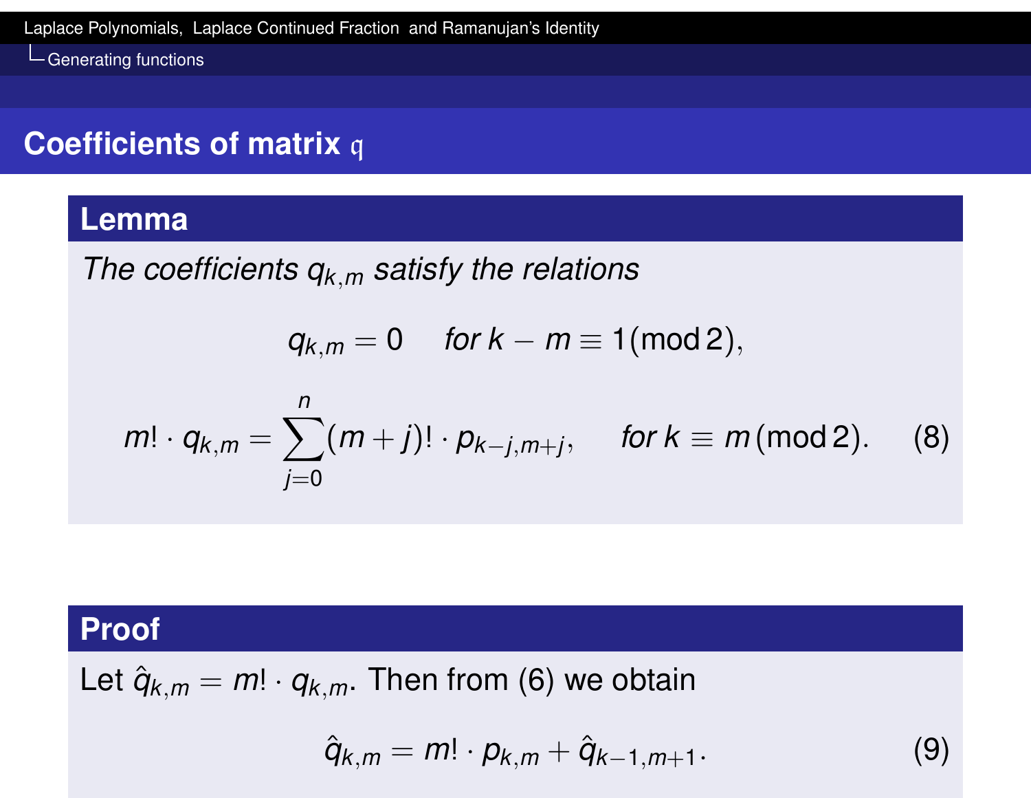## Coefficients of matrix $\mathfrak{q}$

### Lemma

*The coefficients $q_{k,m}$ satisfy the relations*

$$q_{k,m} = 0 \quad \text{for } k - m \equiv 1 (\operatorname{mod} 2),$$

$$m! \cdot q_{k,m} = \sum_{j=0}^{n} (m+j)! \cdot p_{k-j,m+j}, \qquad \text{for } k \equiv m \, (\operatorname{mod} 2). \tag{8}$$

### Proof

Let $\hat{q}_{k,m} = m! \cdot q_{k,m}$. Then from (6) we obtain

$$\hat{q}_{k,m} = m! \cdot p_{k,m} + \hat{q}_{k-1,m+1}. \tag{9}$$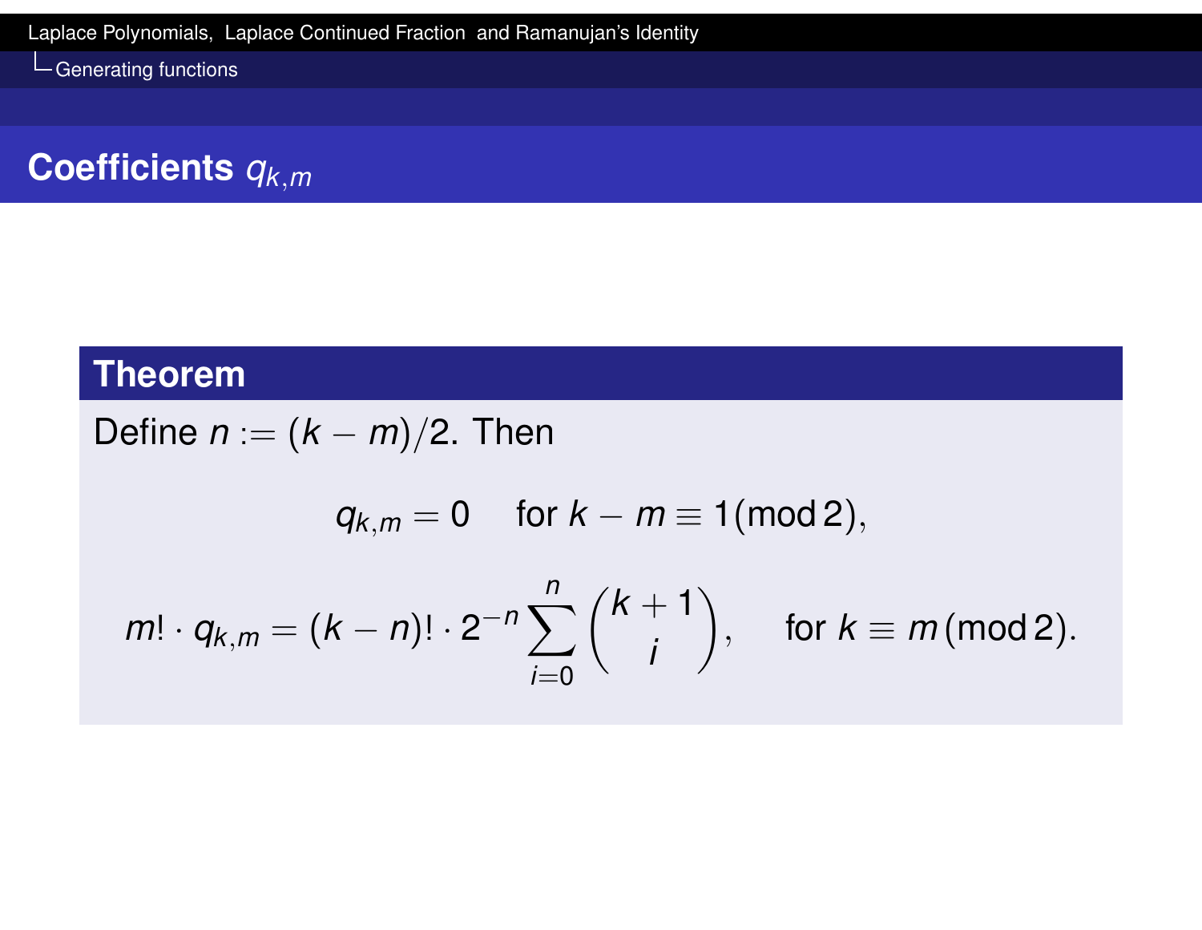## Coefficients $q_{k,m}$

**Theorem**

Define $n := (k-m)/2$. Then

$$q_{k,m} = 0 \quad \text{for } k - m \equiv 1 (\bmod 2),$$

$$m! \cdot q_{k,m} = (k-n)! \cdot 2^{-n} \sum_{i=0}^{n} \binom{k+1}{i}, \quad \text{for } k \equiv m \,(\bmod 2).$$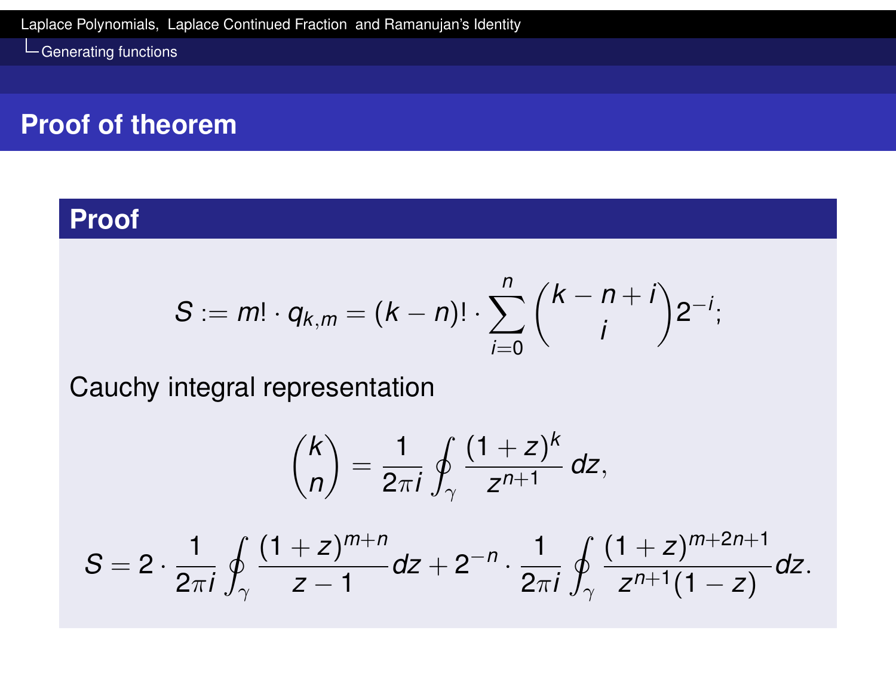## Proof of theorem

### Proof

$$S := m! \cdot q_{k,m} = (k-n)! \cdot \sum_{i=0}^{n} \binom{k-n+i}{i} 2^{-i};$$

Cauchy integral representation

$$\binom{k}{n} = \frac{1}{2\pi i} \oint_{\gamma} \frac{(1+z)^k}{z^{n+1}}\, dz,$$

$$S = 2 \cdot \frac{1}{2\pi i} \oint_{\gamma} \frac{(1+z)^{m+n}}{z-1} dz + 2^{-n} \cdot \frac{1}{2\pi i} \oint_{\gamma} \frac{(1+z)^{m+2n+1}}{z^{n+1}(1-z)} dz.$$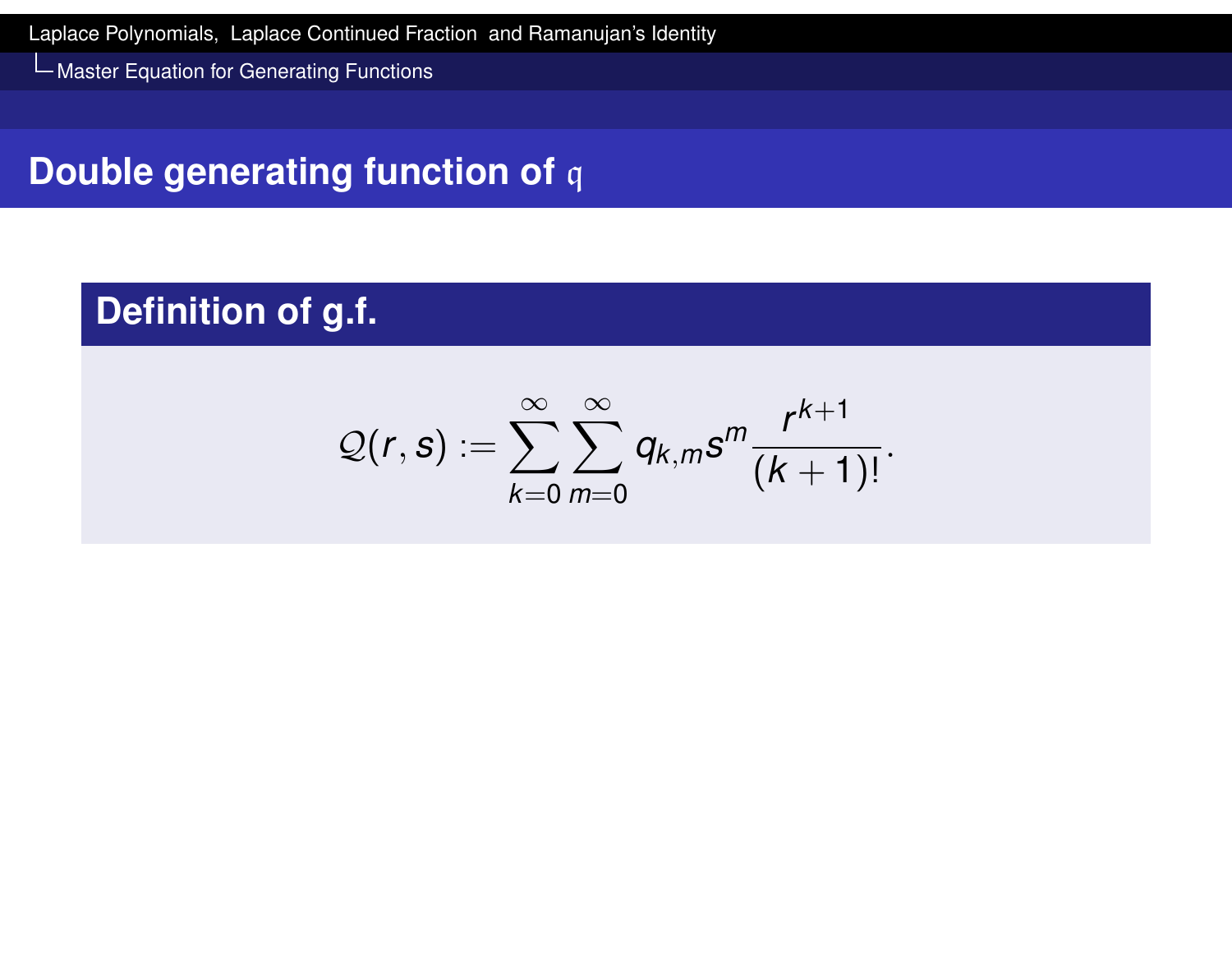## Double generating function of $\mathfrak{q}$

### Definition of g.f.

$$\mathcal{Q}(r,s) := \sum_{k=0}^{\infty} \sum_{m=0}^{\infty} q_{k,m} s^m \frac{r^{k+1}}{(k+1)!}.$$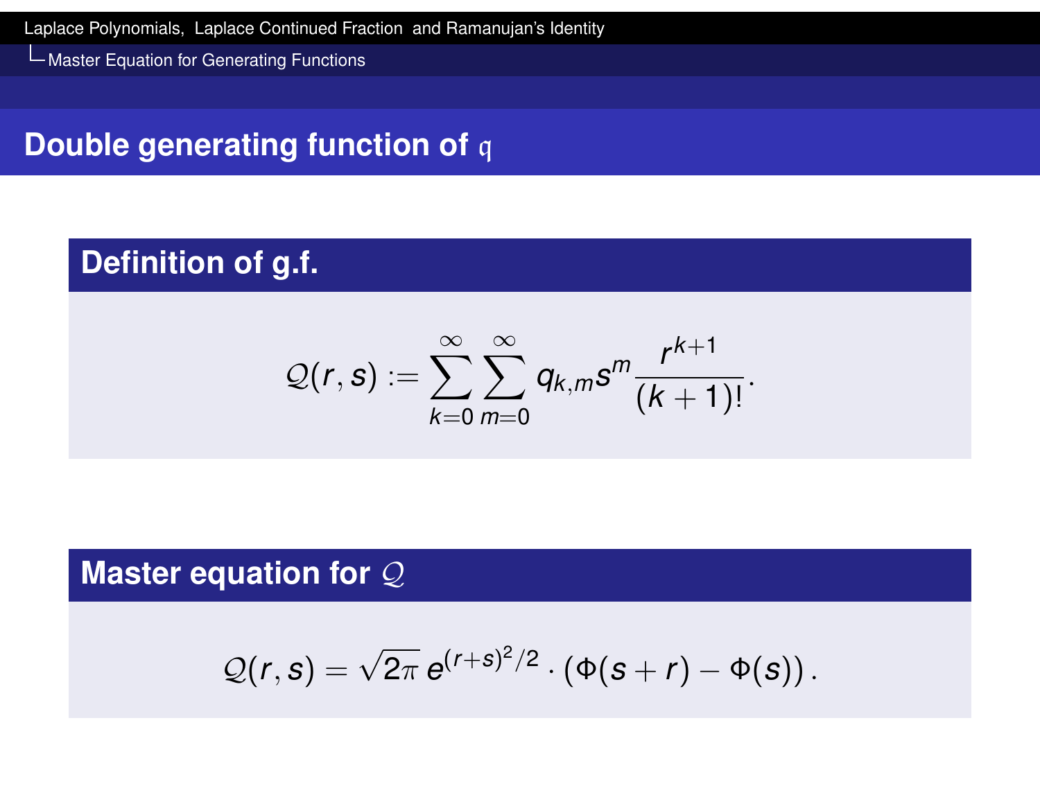## Double generating function of $\mathfrak{q}$

### Definition of g.f.

$$\mathcal{Q}(r,s) := \sum_{k=0}^{\infty} \sum_{m=0}^{\infty} q_{k,m} s^m \frac{r^{k+1}}{(k+1)!}.$$

### Master equation for $\mathcal{Q}$

$$\mathcal{Q}(r,s) = \sqrt{2\pi}\, e^{(r+s)^2/2} \cdot \left(\Phi(s+r) - \Phi(s)\right).$$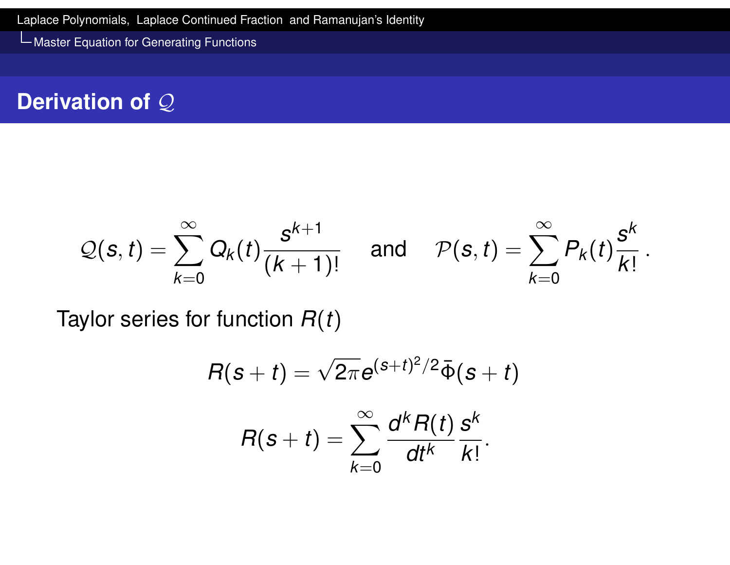## Derivation of $\mathcal{Q}$

$$\mathcal{Q}(s,t) = \sum_{k=0}^{\infty} Q_k(t) \frac{s^{k+1}}{(k+1)!} \quad \text{and} \quad \mathcal{P}(s,t) = \sum_{k=0}^{\infty} P_k(t) \frac{s^k}{k!} .$$

Taylor series for function $R(t)$

$$R(s+t) = \sqrt{2\pi} e^{(s+t)^2/2} \bar{\Phi}(s+t)$$

$$R(s+t) = \sum_{k=0}^{\infty} \frac{d^k R(t)}{dt^k} \frac{s^k}{k!}.$$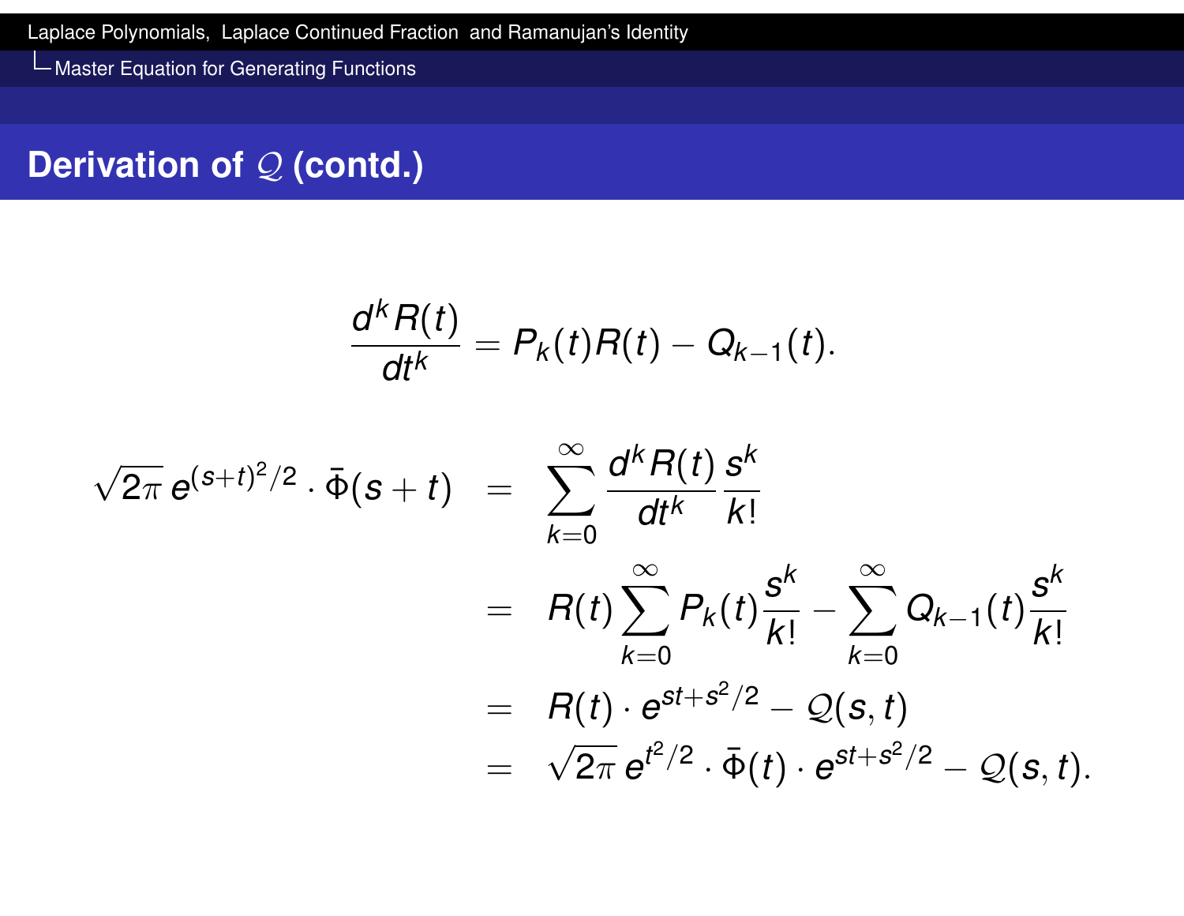## Derivation of $\mathcal{Q}$ (contd.)

$$\frac{d^k R(t)}{dt^k} = P_k(t)R(t) - Q_{k-1}(t).$$

$$\begin{aligned}
\sqrt{2\pi}\, e^{(s+t)^2/2} \cdot \bar{\Phi}(s+t) &= \sum_{k=0}^{\infty} \frac{d^k R(t)}{dt^k} \frac{s^k}{k!} \\
&= R(t) \sum_{k=0}^{\infty} P_k(t) \frac{s^k}{k!} - \sum_{k=0}^{\infty} Q_{k-1}(t) \frac{s^k}{k!} \\
&= R(t) \cdot e^{st+s^2/2} - \mathcal{Q}(s,t) \\
&= \sqrt{2\pi}\, e^{t^2/2} \cdot \bar{\Phi}(t) \cdot e^{st+s^2/2} - \mathcal{Q}(s,t).
\end{aligned}$$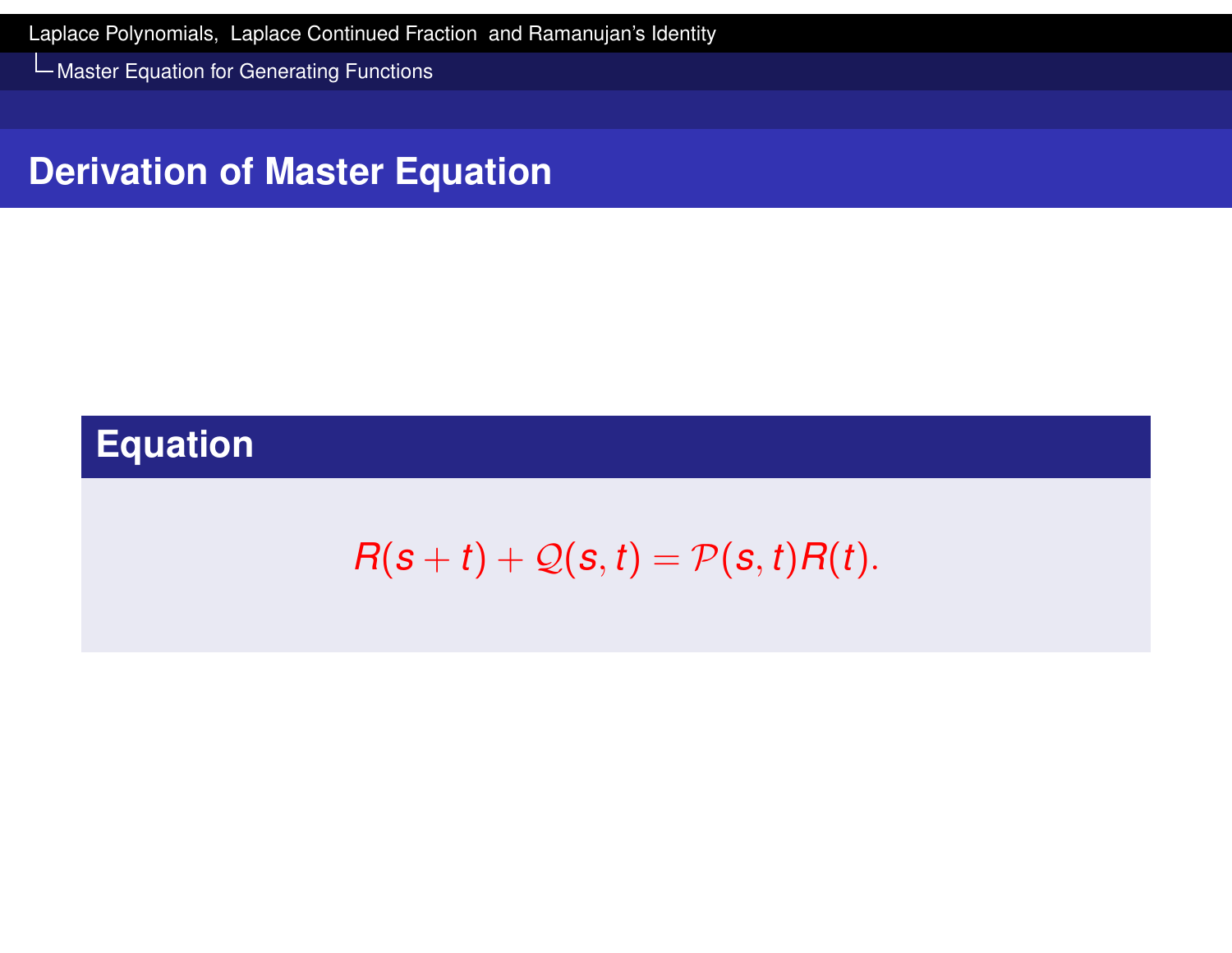## Derivation of Master Equation

### Equation

$$R(s+t) + \mathcal{Q}(s,t) = \mathcal{P}(s,t)R(t).$$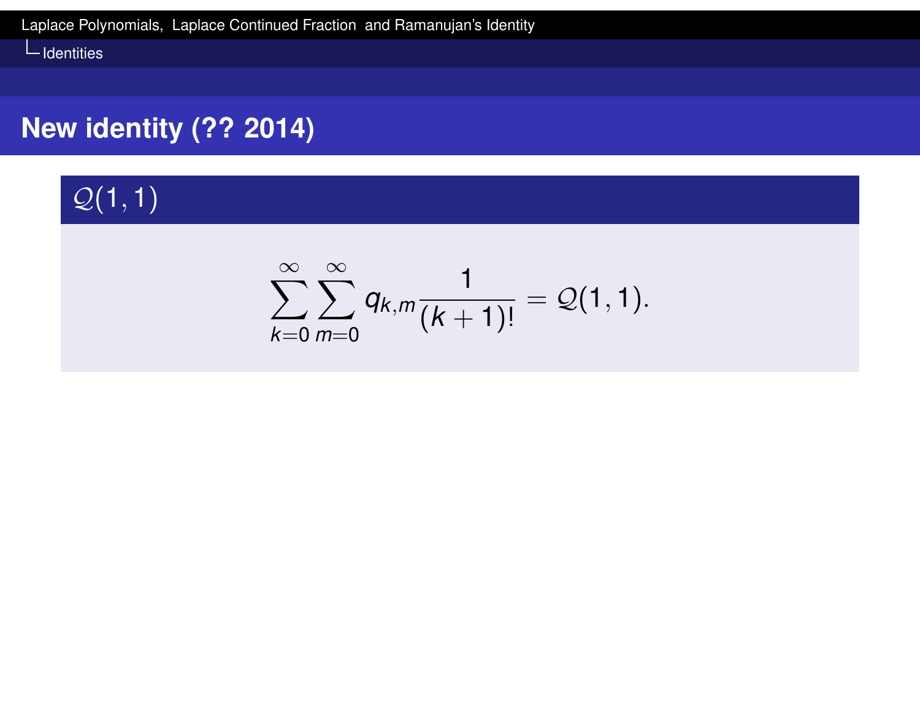## New identity (?? 2014)

### $\mathcal{Q}(1,1)$

$$\sum_{k=0}^{\infty}\sum_{m=0}^{\infty} q_{k,m}\frac{1}{(k+1)!} = \mathcal{Q}(1,1).$$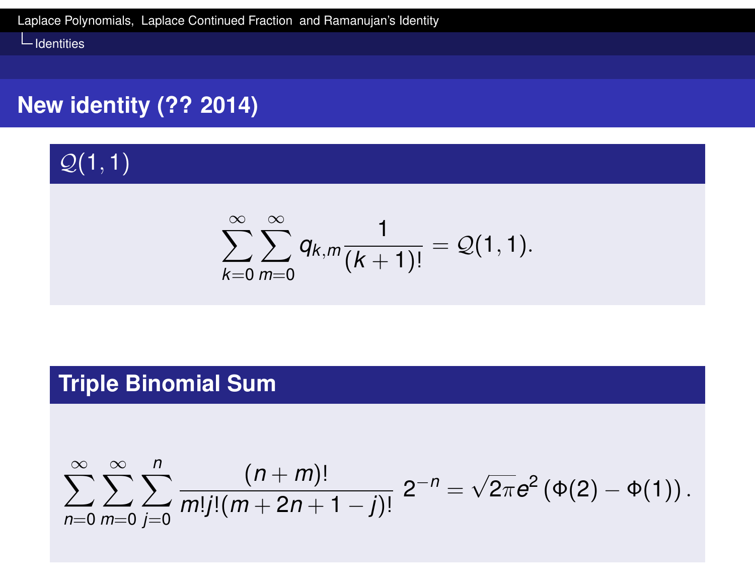## New identity (?? 2014)

### $\mathcal{Q}(1,1)$

$$\sum_{k=0}^{\infty}\sum_{m=0}^{\infty} q_{k,m}\frac{1}{(k+1)!} = \mathcal{Q}(1,1).$$

### Triple Binomial Sum

$$\sum_{n=0}^{\infty}\sum_{m=0}^{\infty}\sum_{j=0}^{n} \frac{(n+m)!}{m!j!(m+2n+1-j)!}\, 2^{-n} = \sqrt{2\pi}e^{2}\left(\Phi(2)-\Phi(1)\right).$$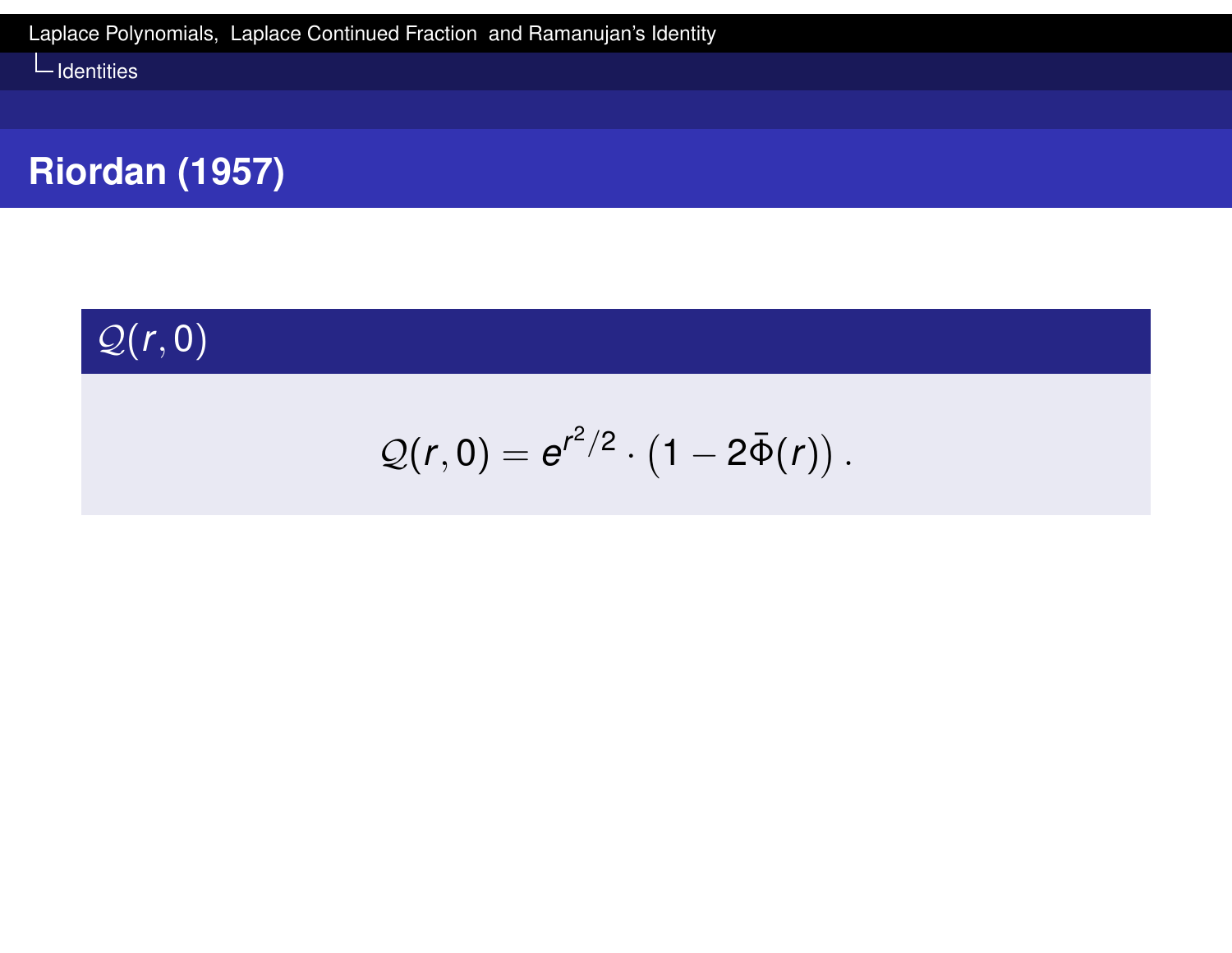## Riordan (1957)

### $\mathcal{Q}(r, 0)$

$$\mathcal{Q}(r, 0) = e^{r^2/2} \cdot \left(1 - 2\bar{\Phi}(r)\right).$$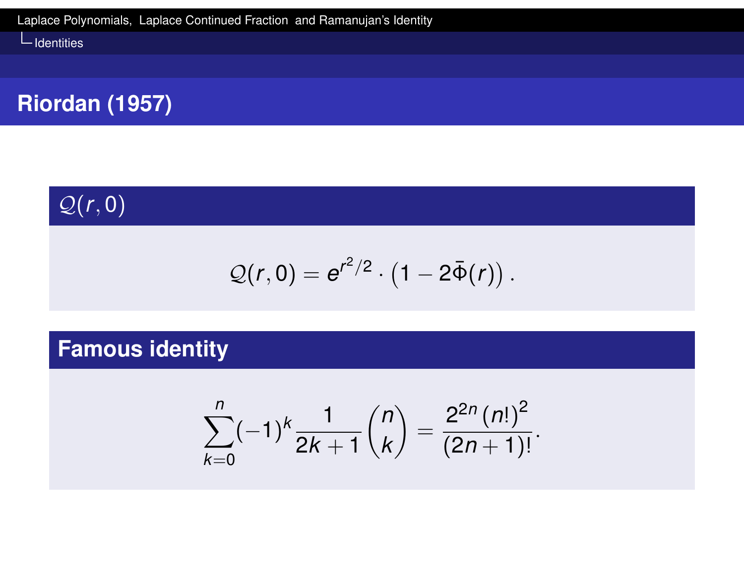## Riordan (1957)

### $\mathcal{Q}(r,0)$

$$\mathcal{Q}(r,0) = e^{r^2/2} \cdot \left(1 - 2\bar{\Phi}(r)\right).$$

### Famous identity

$$\sum_{k=0}^{n} (-1)^k \frac{1}{2k+1} \binom{n}{k} = \frac{2^{2n}\,(n!)^2}{(2n+1)!}.$$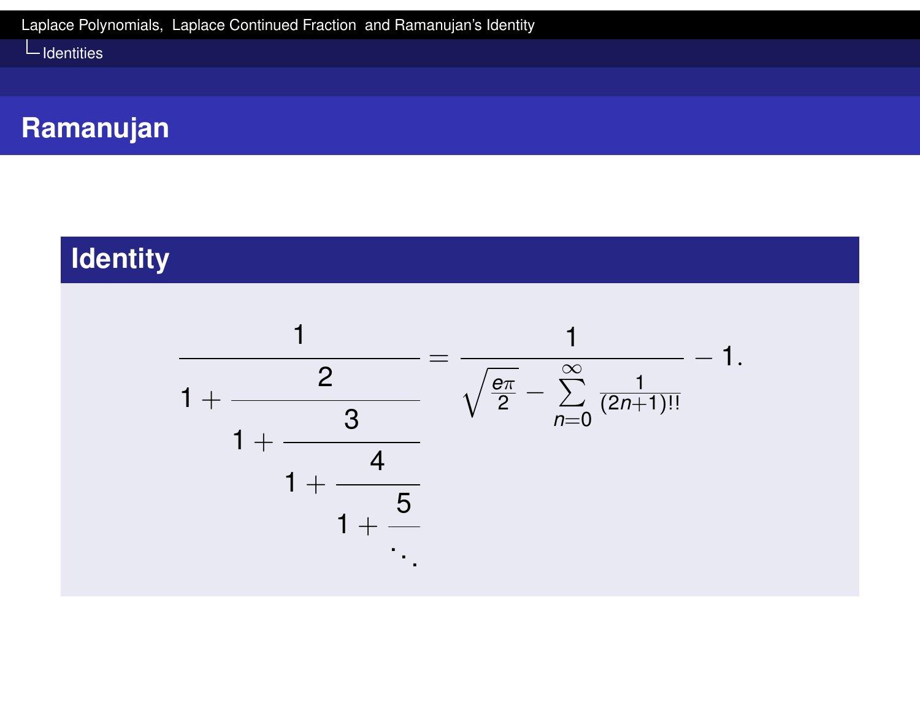## Ramanujan

### Identity

$$\cfrac{1}{1+\cfrac{2}{1+\cfrac{3}{1+\cfrac{4}{1+\cfrac{5}{\ddots}}}}} = \frac{1}{\sqrt{\frac{e\pi}{2}} - \sum_{n=0}^{\infty} \frac{1}{(2n+1)!!}} - 1.$$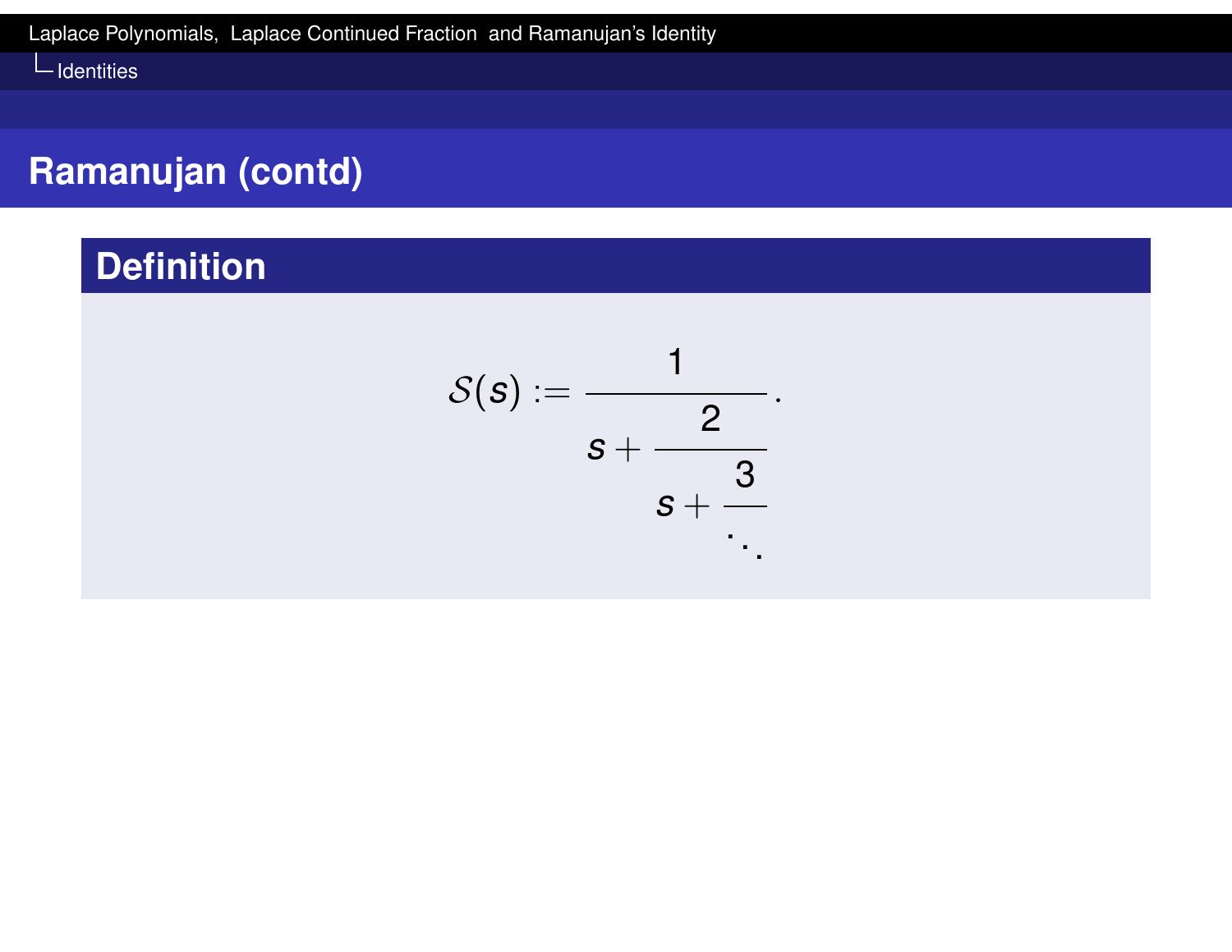## Ramanujan (contd)

### Definition

$$\mathcal{S}(s) := \cfrac{1}{s + \cfrac{2}{s + \cfrac{3}{\ddots}}}.$$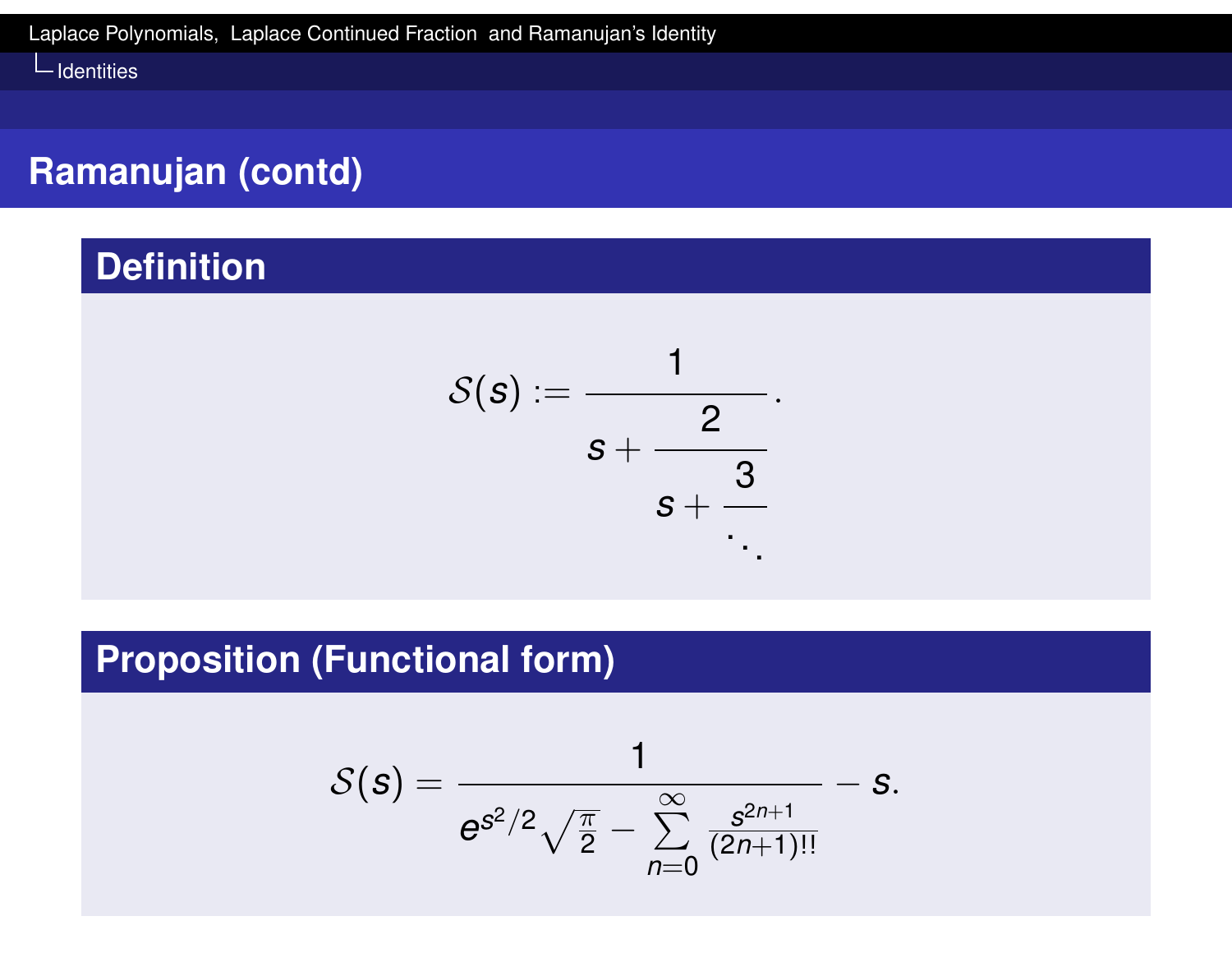## Ramanujan (contd)

### Definition

$$\mathcal{S}(s) := \cfrac{1}{s + \cfrac{2}{s + \cfrac{3}{\ddots}}}.$$

### Proposition (Functional form)

$$\mathcal{S}(s) = \frac{1}{e^{s^2/2}\sqrt{\frac{\pi}{2}} - \sum\limits_{n=0}^{\infty} \frac{s^{2n+1}}{(2n+1)!!}} - s.$$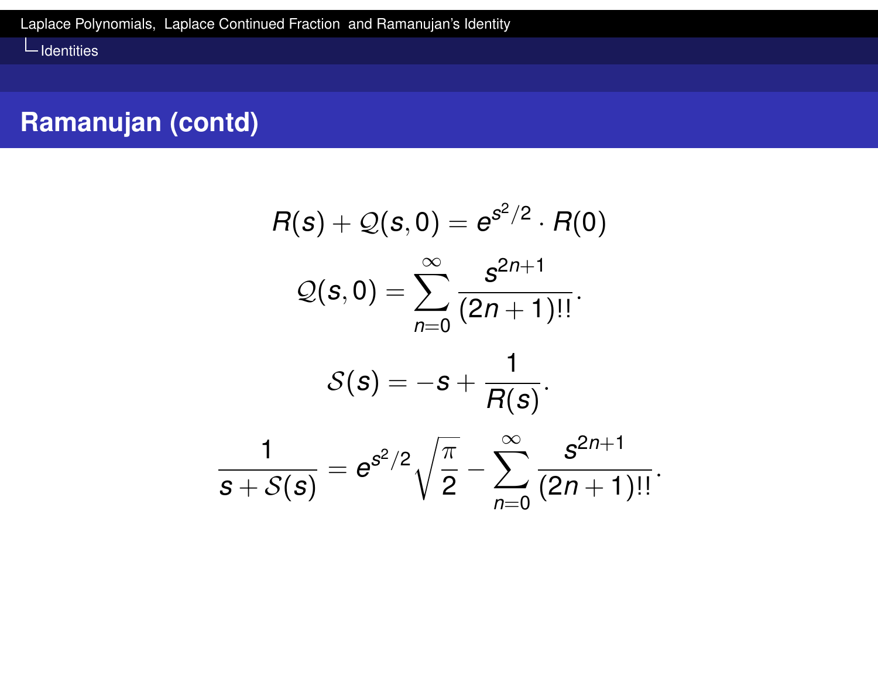## Ramanujan (contd)

$$R(s) + \mathcal{Q}(s,0) = e^{s^2/2} \cdot R(0)$$

$$\mathcal{Q}(s,0) = \sum_{n=0}^{\infty} \frac{s^{2n+1}}{(2n+1)!!}.$$

$$\mathcal{S}(s) = -s + \frac{1}{R(s)}.$$

$$\frac{1}{s + \mathcal{S}(s)} = e^{s^2/2}\sqrt{\frac{\pi}{2}} - \sum_{n=0}^{\infty} \frac{s^{2n+1}}{(2n+1)!!}.$$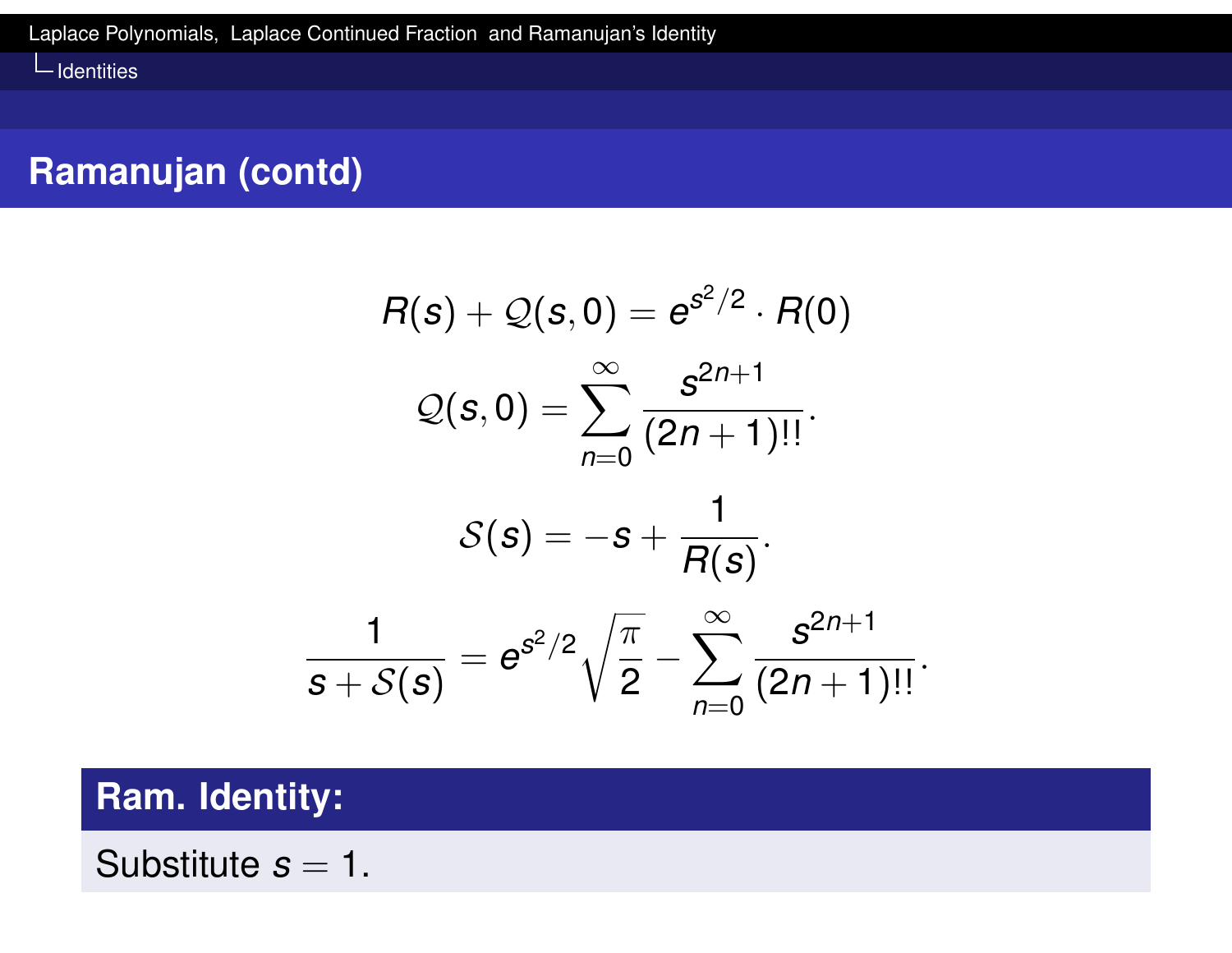## Ramanujan (contd)

$$R(s) + \mathcal{Q}(s,0) = e^{s^2/2} \cdot R(0)$$

$$\mathcal{Q}(s,0) = \sum_{n=0}^{\infty} \frac{s^{2n+1}}{(2n+1)!!}.$$

$$\mathcal{S}(s) = -s + \frac{1}{R(s)}.$$

$$\frac{1}{s + \mathcal{S}(s)} = e^{s^2/2}\sqrt{\frac{\pi}{2}} - \sum_{n=0}^{\infty} \frac{s^{2n+1}}{(2n+1)!!}.$$

**Ram. Identity:**

Substitute $s = 1$.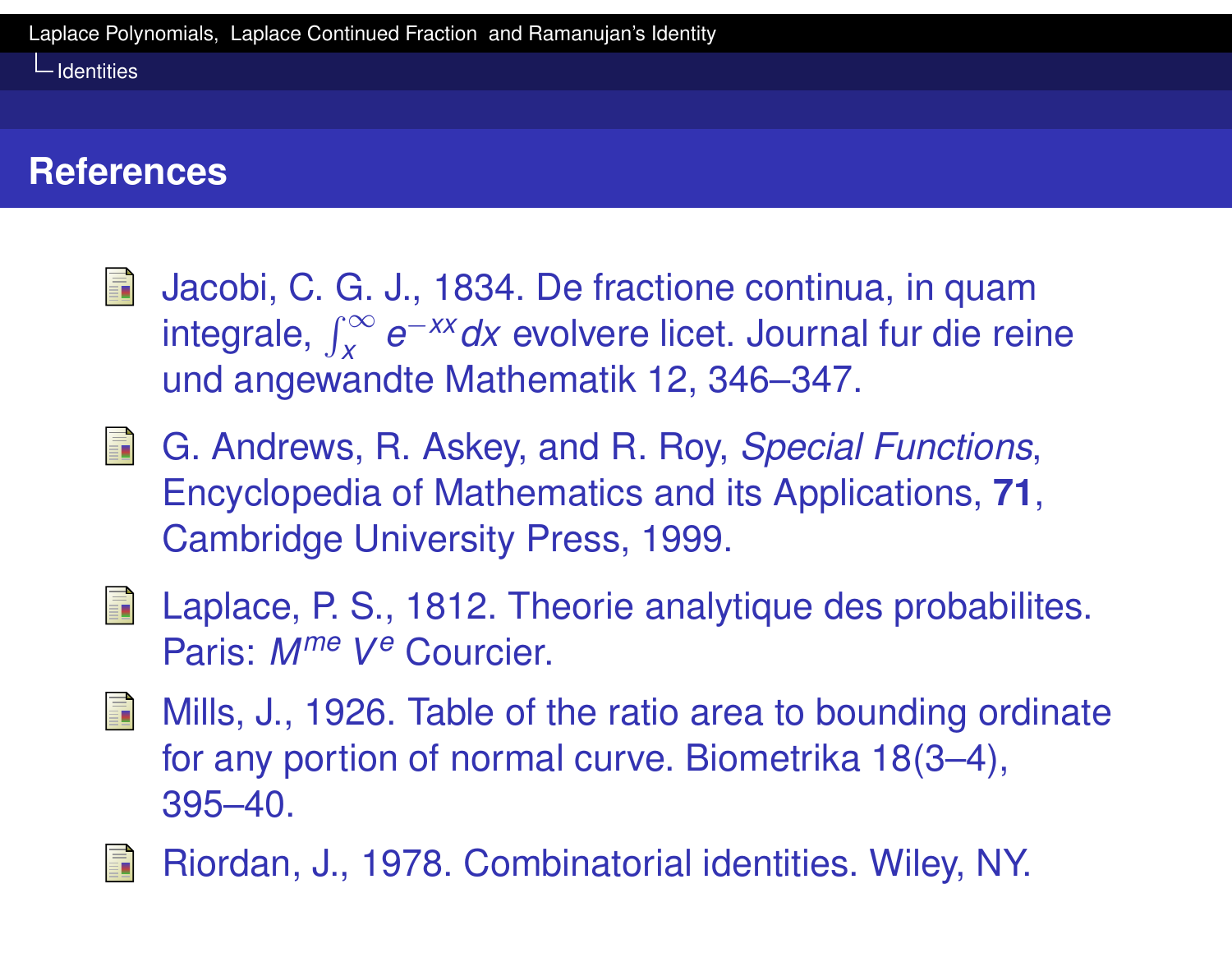## References

- Jacobi, C. G. J., 1834. De fractione continua, in quam integrale, $\int_x^\infty e^{-xx}dx$ evolvere licet. Journal fur die reine und angewandte Mathematik 12, 346–347.
- G. Andrews, R. Askey, and R. Roy, *Special Functions*, Encyclopedia of Mathematics and its Applications, **71**, Cambridge University Press, 1999.
- Laplace, P. S., 1812. Theorie analytique des probabilites. Paris: $M^{me}$ $V^{e}$ Courcier.
- Mills, J., 1926. Table of the ratio area to bounding ordinate for any portion of normal curve. Biometrika 18(3–4), 395–40.
- Riordan, J., 1978. Combinatorial identities. Wiley, NY.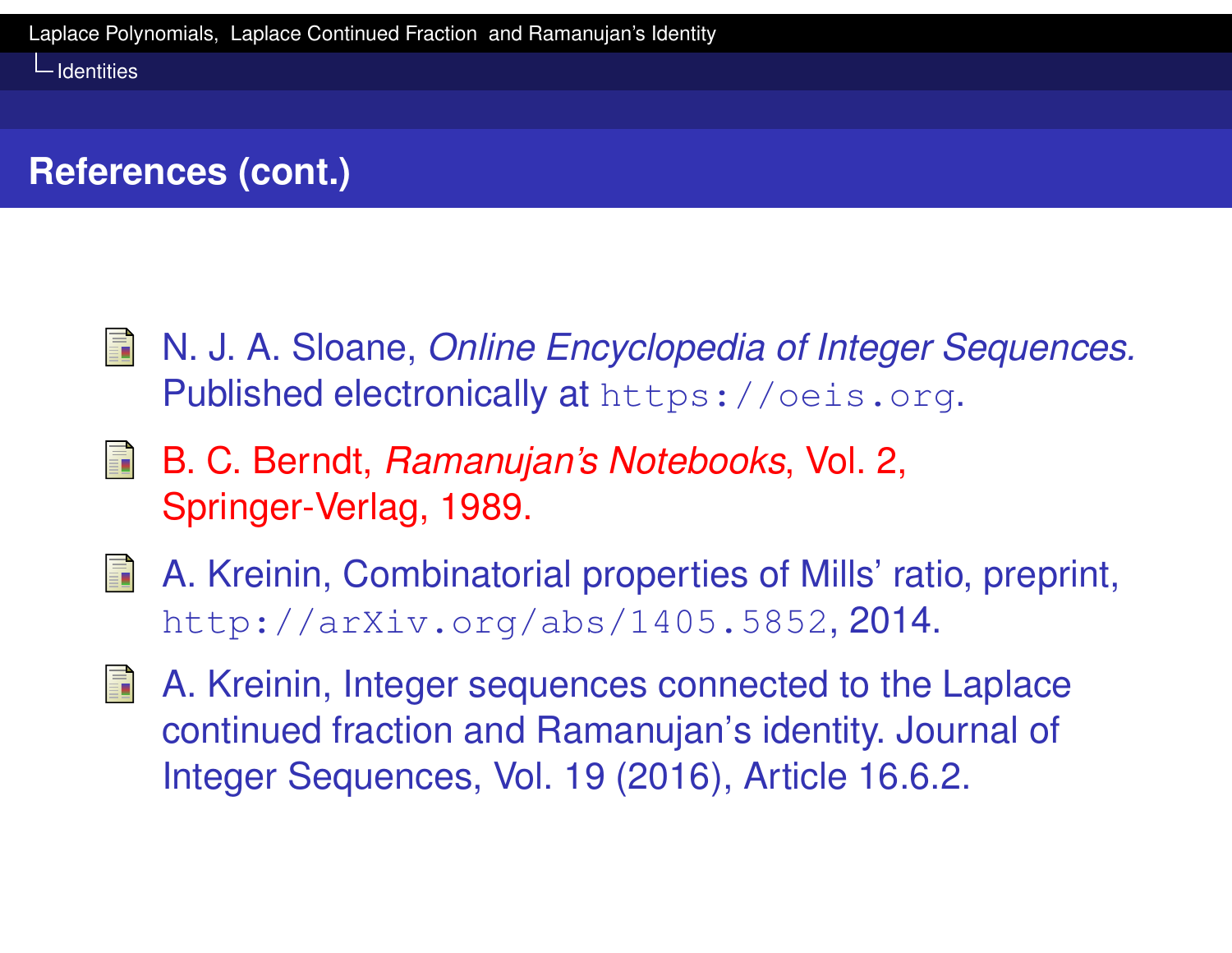## References (cont.)

- N. J. A. Sloane, *Online Encyclopedia of Integer Sequences.* Published electronically at https://oeis.org.
- B. C. Berndt, *Ramanujan's Notebooks*, Vol. 2, Springer-Verlag, 1989.
- A. Kreinin, Combinatorial properties of Mills' ratio, preprint, http://arXiv.org/abs/1405.5852, 2014.
- A. Kreinin, Integer sequences connected to the Laplace continued fraction and Ramanujan's identity. Journal of Integer Sequences, Vol. 19 (2016), Article 16.6.2.